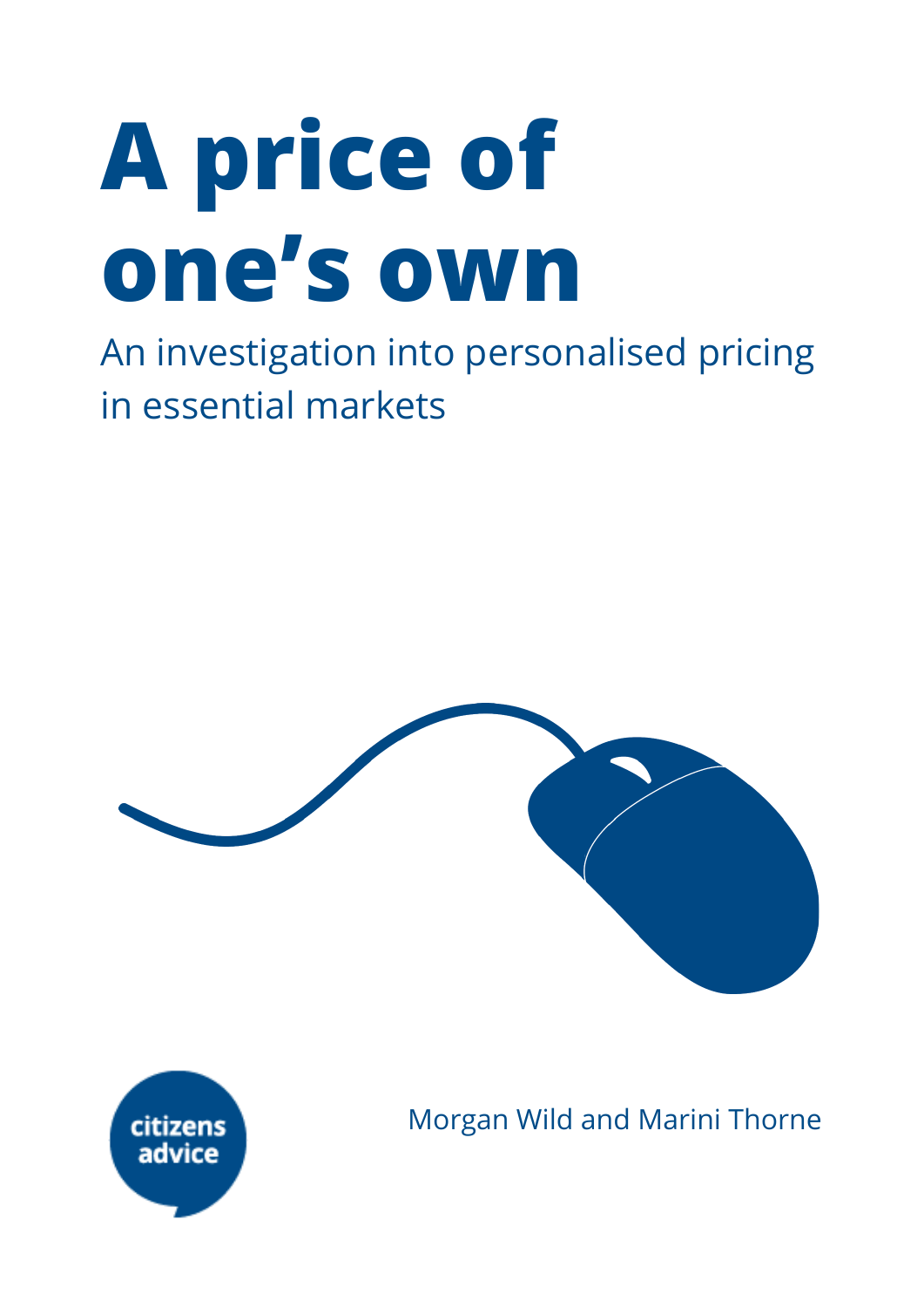# A price of one's own

An investigation into personalised pricing in essential markets

citizens advice

Morgan Wild and Marini Thorne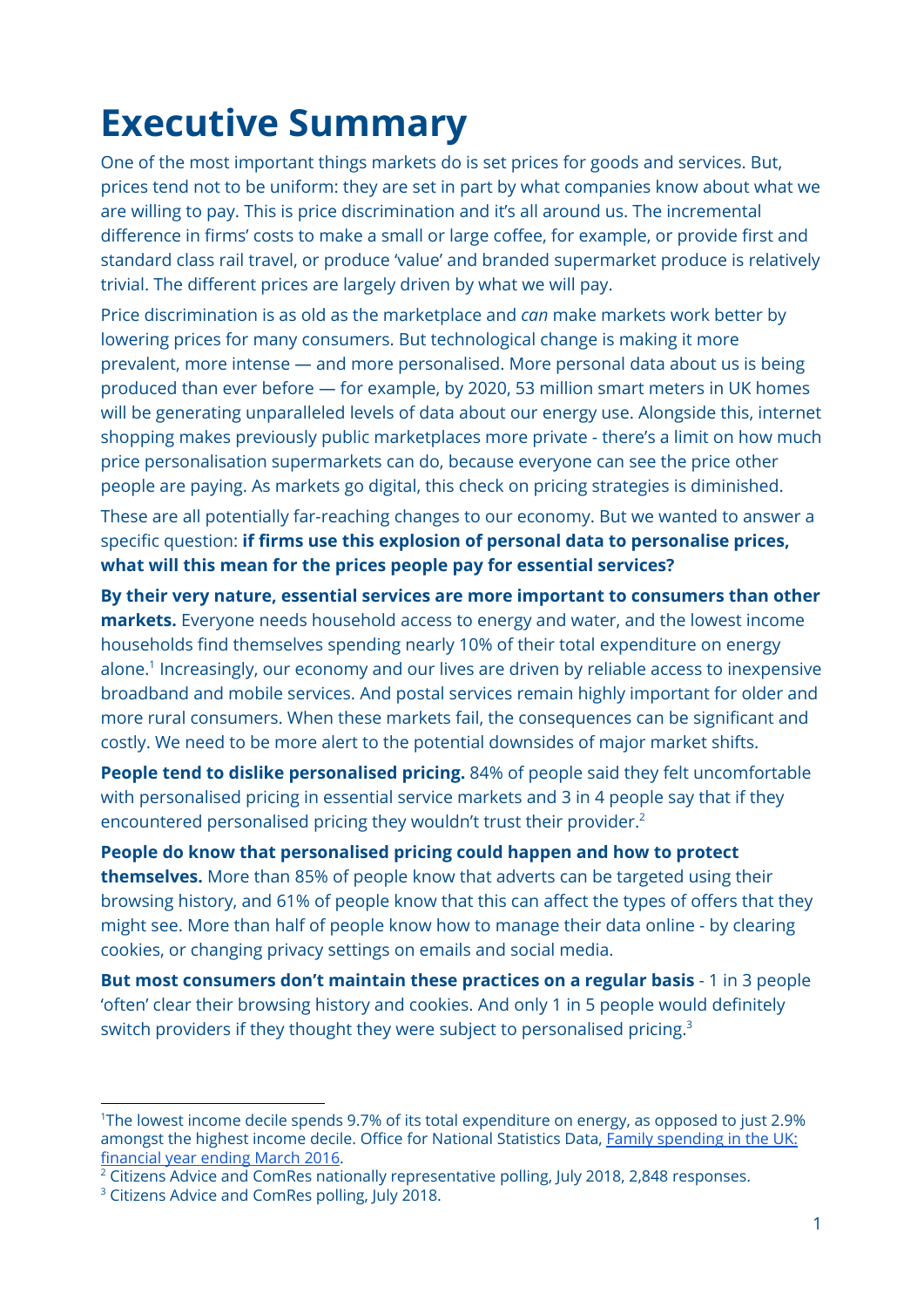# Executive Summary

One of the most important things markets do is set prices for goods and services. But, prices tend not to be uniform: they are set in part by what companies know about what we are willing to pay. This is price discrimination and it's all around us. The incremental difference in firms' costs to make a small or large coffee, for example, or provide first and standard class rail travel, or produce 'value' and branded supermarket produce is relatively trivial. The different prices are largely driven by what we will pay.

Price discrimination is as old as the marketplace and *can* make markets work better by lowering prices for many consumers. But technological change is making it more prevalent, more intense — and more personalised. More personal data about us is being produced than ever before — for example, by 2020, 53 million smart meters in UK homes will be generating unparalleled levels of data about our energy use. Alongside this, internet shopping makes previously public marketplaces more private - there's a limit on how much price personalisation supermarkets can do, because everyone can see the price other people are paying. As markets go digital, this check on pricing strategies is diminished.

These are all potentially far-reaching changes to our economy. But we wanted to answer a specific question: **if firms use this explosion of personal data to personalise prices, what will this mean for the prices people pay for essential services?**

**By their very nature, essential services are more important to consumers than other markets.** Everyone needs household access to energy and water, and the lowest income households find themselves spending nearly 10% of their total expenditure on energy alone.[1] Increasingly, our economy and our lives are driven by reliable access to inexpensive broadband and mobile services. And postal services remain highly important for older and more rural consumers. When these markets fail, the consequences can be significant and costly. We need to be more alert to the potential downsides of major market shifts.

**People tend to dislike personalised pricing.** 84% of people said they felt uncomfortable with personalised pricing in essential service markets and 3 in 4 people say that if they encountered personalised pricing they wouldn't trust their provider.[2]

**People do know that personalised pricing could happen and how to protect themselves.** More than 85% of people know that adverts can be targeted using their browsing history, and 61% of people know that this can affect the types of offers that they might see. More than half of people know how to manage their data online - by clearing cookies, or changing privacy settings on emails and social media.

**But most consumers don't maintain these practices on a regular basis** - 1 in 3 people 'often' clear their browsing history and cookies. And only 1 in 5 people would definitely switch providers if they thought they were subject to personalised pricing.[3]

---

[1] The lowest income decile spends 9.7% of its total expenditure on energy, as opposed to just 2.9% amongst the highest income decile. Office for National Statistics Data, Family spending in the UK: financial year ending March 2016.

[2] Citizens Advice and ComRes nationally representative polling, July 2018, 2,848 responses.

[3] Citizens Advice and ComRes polling, July 2018.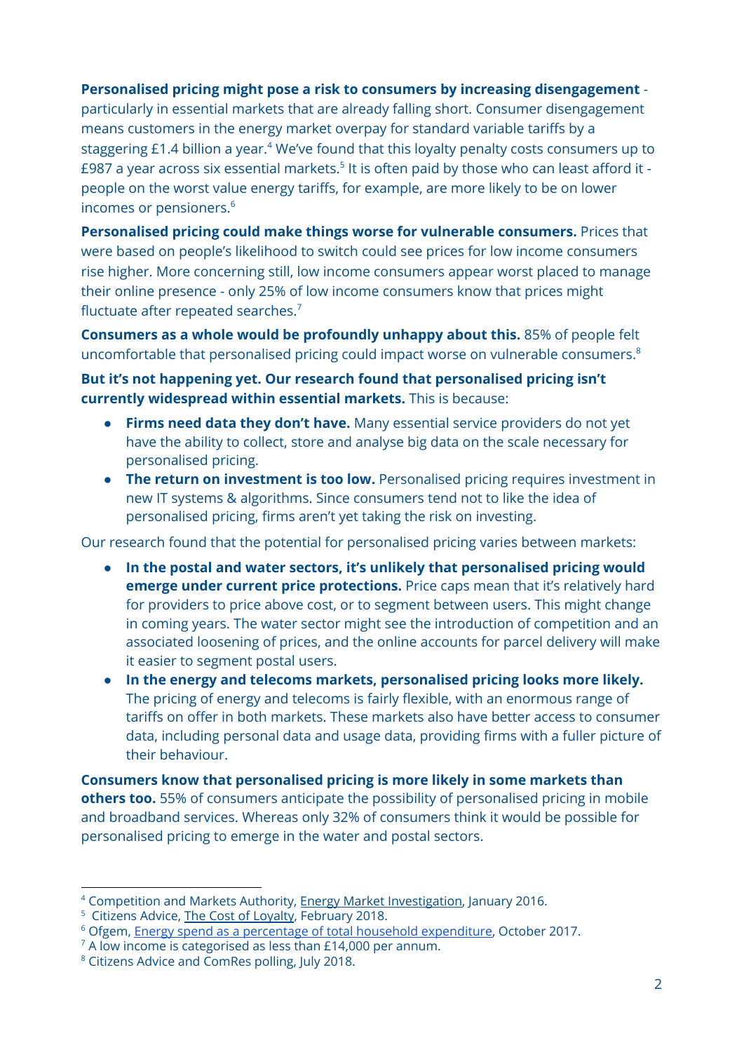**Personalised pricing might pose a risk to consumers by increasing disengagement** - particularly in essential markets that are already falling short. Consumer disengagement means customers in the energy market overpay for standard variable tariffs by a staggering £1.4 billion a year.[4] We've found that this loyalty penalty costs consumers up to £987 a year across six essential markets.[5] It is often paid by those who can least afford it - people on the worst value energy tariffs, for example, are more likely to be on lower incomes or pensioners.[6]

**Personalised pricing could make things worse for vulnerable consumers.** Prices that were based on people's likelihood to switch could see prices for low income consumers rise higher. More concerning still, low income consumers appear worst placed to manage their online presence - only 25% of low income consumers know that prices might fluctuate after repeated searches.[7]

**Consumers as a whole would be profoundly unhappy about this.** 85% of people felt uncomfortable that personalised pricing could impact worse on vulnerable consumers.[8]

**But it's not happening yet. Our research found that personalised pricing isn't currently widespread within essential markets.** This is because:

- **Firms need data they don't have.** Many essential service providers do not yet have the ability to collect, store and analyse big data on the scale necessary for personalised pricing.
- **The return on investment is too low.** Personalised pricing requires investment in new IT systems & algorithms. Since consumers tend not to like the idea of personalised pricing, firms aren't yet taking the risk on investing.

Our research found that the potential for personalised pricing varies between markets:

- **In the postal and water sectors, it's unlikely that personalised pricing would emerge under current price protections.** Price caps mean that it's relatively hard for providers to price above cost, or to segment between users. This might change in coming years. The water sector might see the introduction of competition and an associated loosening of prices, and the online accounts for parcel delivery will make it easier to segment postal users.
- **In the energy and telecoms markets, personalised pricing looks more likely.** The pricing of energy and telecoms is fairly flexible, with an enormous range of tariffs on offer in both markets. These markets also have better access to consumer data, including personal data and usage data, providing firms with a fuller picture of their behaviour.

**Consumers know that personalised pricing is more likely in some markets than others too.** 55% of consumers anticipate the possibility of personalised pricing in mobile and broadband services. Whereas only 32% of consumers think it would be possible for personalised pricing to emerge in the water and postal sectors.

---

[4] Competition and Markets Authority, Energy Market Investigation, January 2016.
[5] Citizens Advice, The Cost of Loyalty, February 2018.
[6] Ofgem, Energy spend as a percentage of total household expenditure, October 2017.
[7] A low income is categorised as less than £14,000 per annum.
[8] Citizens Advice and ComRes polling, July 2018.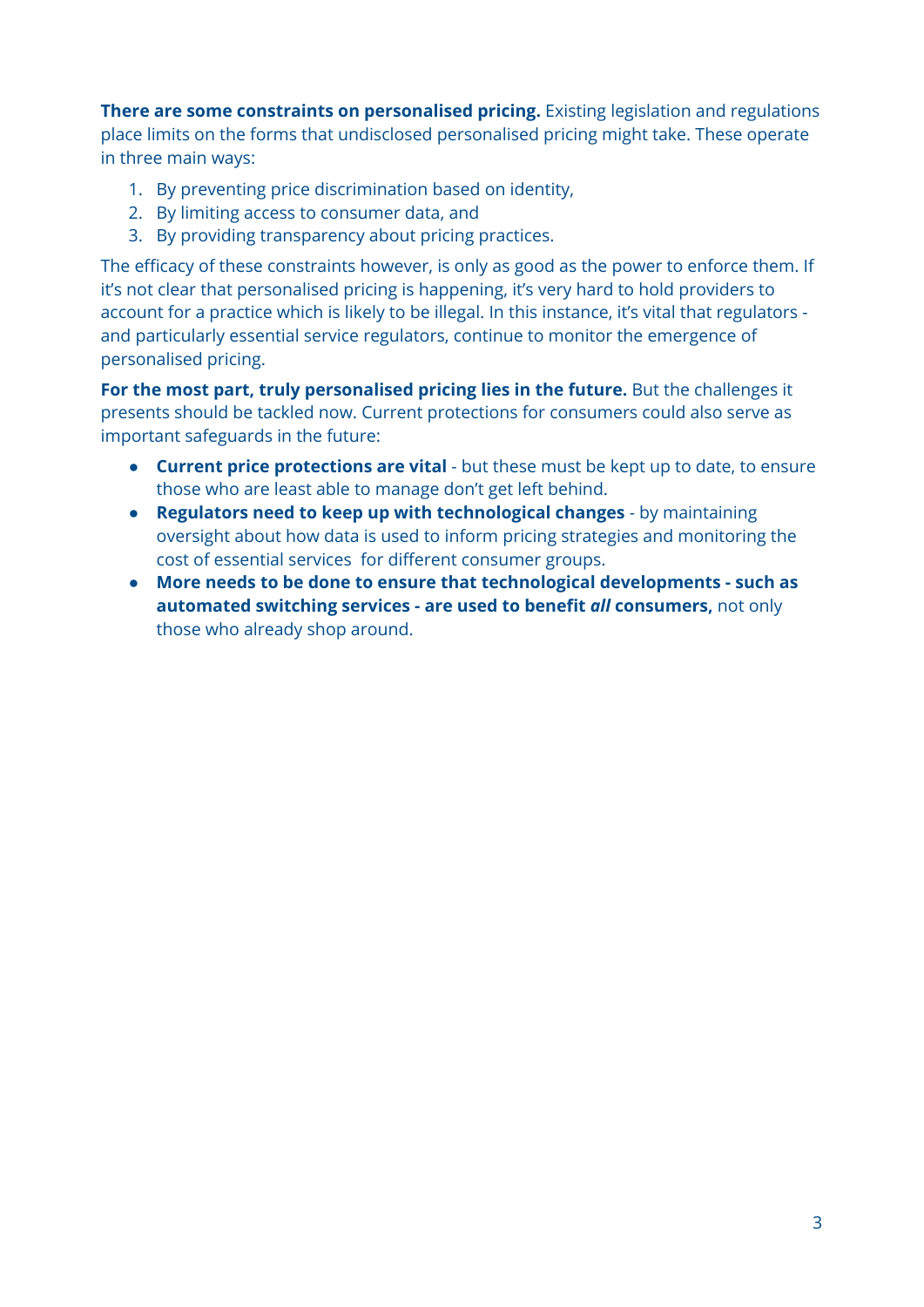**There are some constraints on personalised pricing.** Existing legislation and regulations place limits on the forms that undisclosed personalised pricing might take. These operate in three main ways:

1. By preventing price discrimination based on identity,
2. By limiting access to consumer data, and
3. By providing transparency about pricing practices.

The efficacy of these constraints however, is only as good as the power to enforce them. If it's not clear that personalised pricing is happening, it's very hard to hold providers to account for a practice which is likely to be illegal. In this instance, it's vital that regulators - and particularly essential service regulators, continue to monitor the emergence of personalised pricing.

**For the most part, truly personalised pricing lies in the future.** But the challenges it presents should be tackled now. Current protections for consumers could also serve as important safeguards in the future:

- **Current price protections are vital** - but these must be kept up to date, to ensure those who are least able to manage don't get left behind.
- **Regulators need to keep up with technological changes** - by maintaining oversight about how data is used to inform pricing strategies and monitoring the cost of essential services for different consumer groups.
- **More needs to be done to ensure that technological developments - such as automated switching services - are used to benefit *all* consumers,** not only those who already shop around.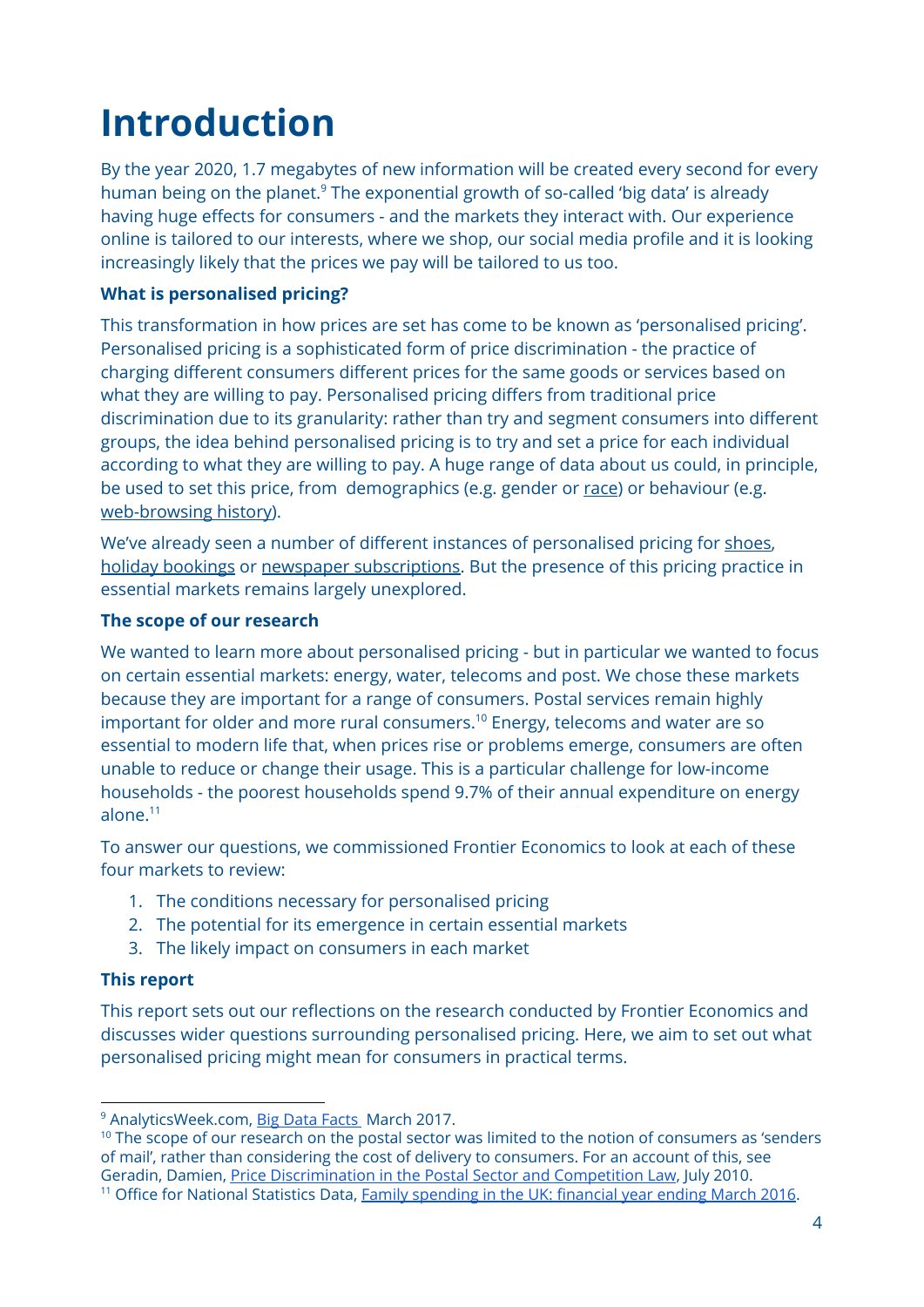# Introduction

By the year 2020, 1.7 megabytes of new information will be created every second for every human being on the planet.[9] The exponential growth of so-called 'big data' is already having huge effects for consumers - and the markets they interact with. Our experience online is tailored to our interests, where we shop, our social media profile and it is looking increasingly likely that the prices we pay will be tailored to us too.

**What is personalised pricing?**

This transformation in how prices are set has come to be known as 'personalised pricing'. Personalised pricing is a sophisticated form of price discrimination - the practice of charging different consumers different prices for the same goods or services based on what they are willing to pay. Personalised pricing differs from traditional price discrimination due to its granularity: rather than try and segment consumers into different groups, the idea behind personalised pricing is to try and set a price for each individual according to what they are willing to pay. A huge range of data about us could, in principle, be used to set this price, from demographics (e.g. gender or race) or behaviour (e.g. web-browsing history).

We've already seen a number of different instances of personalised pricing for shoes, holiday bookings or newspaper subscriptions. But the presence of this pricing practice in essential markets remains largely unexplored.

**The scope of our research**

We wanted to learn more about personalised pricing - but in particular we wanted to focus on certain essential markets: energy, water, telecoms and post. We chose these markets because they are important for a range of consumers. Postal services remain highly important for older and more rural consumers.[10] Energy, telecoms and water are so essential to modern life that, when prices rise or problems emerge, consumers are often unable to reduce or change their usage. This is a particular challenge for low-income households - the poorest households spend 9.7% of their annual expenditure on energy alone.[11]

To answer our questions, we commissioned Frontier Economics to look at each of these four markets to review:

1. The conditions necessary for personalised pricing
2. The potential for its emergence in certain essential markets
3. The likely impact on consumers in each market

**This report**

This report sets out our reflections on the research conducted by Frontier Economics and discusses wider questions surrounding personalised pricing. Here, we aim to set out what personalised pricing might mean for consumers in practical terms.

---

[9] AnalyticsWeek.com, Big Data Facts March 2017.

[10] The scope of our research on the postal sector was limited to the notion of consumers as 'senders of mail', rather than considering the cost of delivery to consumers. For an account of this, see Geradin, Damien, Price Discrimination in the Postal Sector and Competition Law, July 2010.

[11] Office for National Statistics Data, Family spending in the UK: financial year ending March 2016.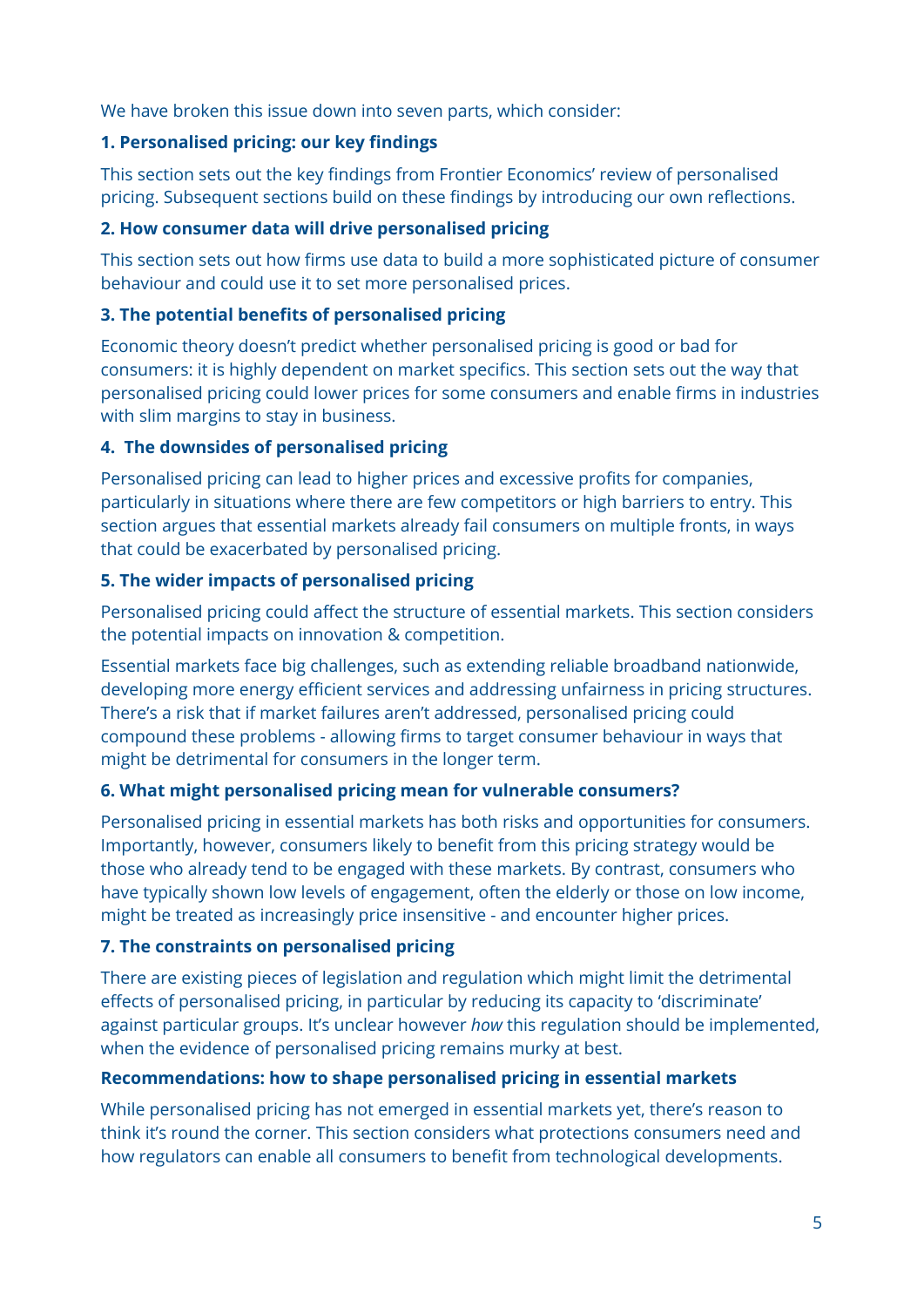We have broken this issue down into seven parts, which consider:

**1. Personalised pricing: our key findings**

This section sets out the key findings from Frontier Economics' review of personalised pricing. Subsequent sections build on these findings by introducing our own reflections.

**2. How consumer data will drive personalised pricing**

This section sets out how firms use data to build a more sophisticated picture of consumer behaviour and could use it to set more personalised prices.

**3. The potential benefits of personalised pricing**

Economic theory doesn't predict whether personalised pricing is good or bad for consumers: it is highly dependent on market specifics. This section sets out the way that personalised pricing could lower prices for some consumers and enable firms in industries with slim margins to stay in business.

**4. The downsides of personalised pricing**

Personalised pricing can lead to higher prices and excessive profits for companies, particularly in situations where there are few competitors or high barriers to entry. This section argues that essential markets already fail consumers on multiple fronts, in ways that could be exacerbated by personalised pricing.

**5. The wider impacts of personalised pricing**

Personalised pricing could affect the structure of essential markets. This section considers the potential impacts on innovation & competition.

Essential markets face big challenges, such as extending reliable broadband nationwide, developing more energy efficient services and addressing unfairness in pricing structures. There's a risk that if market failures aren't addressed, personalised pricing could compound these problems - allowing firms to target consumer behaviour in ways that might be detrimental for consumers in the longer term.

**6. What might personalised pricing mean for vulnerable consumers?**

Personalised pricing in essential markets has both risks and opportunities for consumers. Importantly, however, consumers likely to benefit from this pricing strategy would be those who already tend to be engaged with these markets. By contrast, consumers who have typically shown low levels of engagement, often the elderly or those on low income, might be treated as increasingly price insensitive - and encounter higher prices.

**7. The constraints on personalised pricing**

There are existing pieces of legislation and regulation which might limit the detrimental effects of personalised pricing, in particular by reducing its capacity to 'discriminate' against particular groups. It's unclear however *how* this regulation should be implemented, when the evidence of personalised pricing remains murky at best.

**Recommendations: how to shape personalised pricing in essential markets**

While personalised pricing has not emerged in essential markets yet, there's reason to think it's round the corner. This section considers what protections consumers need and how regulators can enable all consumers to benefit from technological developments.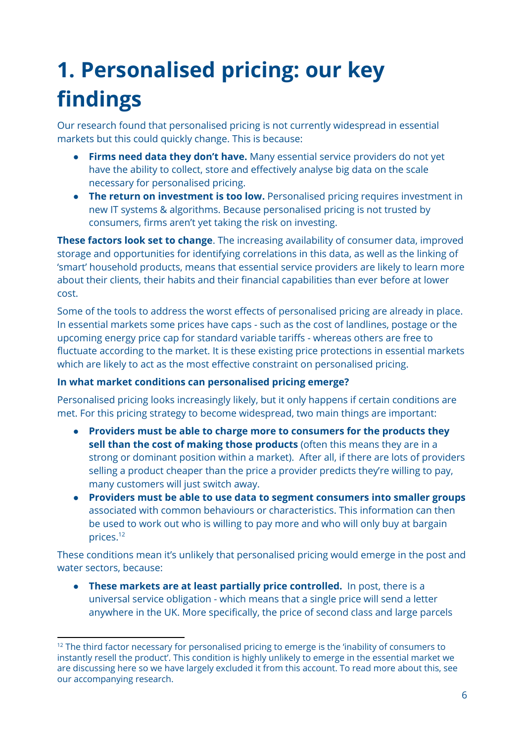# 1. Personalised pricing: our key findings

Our research found that personalised pricing is not currently widespread in essential markets but this could quickly change. This is because:

- **Firms need data they don't have.** Many essential service providers do not yet have the ability to collect, store and effectively analyse big data on the scale necessary for personalised pricing.
- **The return on investment is too low.** Personalised pricing requires investment in new IT systems & algorithms. Because personalised pricing is not trusted by consumers, firms aren't yet taking the risk on investing.

**These factors look set to change**. The increasing availability of consumer data, improved storage and opportunities for identifying correlations in this data, as well as the linking of 'smart' household products, means that essential service providers are likely to learn more about their clients, their habits and their financial capabilities than ever before at lower cost.

Some of the tools to address the worst effects of personalised pricing are already in place. In essential markets some prices have caps - such as the cost of landlines, postage or the upcoming energy price cap for standard variable tariffs - whereas others are free to fluctuate according to the market. It is these existing price protections in essential markets which are likely to act as the most effective constraint on personalised pricing.

**In what market conditions can personalised pricing emerge?**

Personalised pricing looks increasingly likely, but it only happens if certain conditions are met. For this pricing strategy to become widespread, two main things are important:

- **Providers must be able to charge more to consumers for the products they sell than the cost of making those products** (often this means they are in a strong or dominant position within a market). After all, if there are lots of providers selling a product cheaper than the price a provider predicts they're willing to pay, many customers will just switch away.
- **Providers must be able to use data to segment consumers into smaller groups** associated with common behaviours or characteristics. This information can then be used to work out who is willing to pay more and who will only buy at bargain prices.[12]

These conditions mean it's unlikely that personalised pricing would emerge in the post and water sectors, because:

- **These markets are at least partially price controlled.** In post, there is a universal service obligation - which means that a single price will send a letter anywhere in the UK. More specifically, the price of second class and large parcels

[12] The third factor necessary for personalised pricing to emerge is the 'inability of consumers to instantly resell the product'. This condition is highly unlikely to emerge in the essential market we are discussing here so we have largely excluded it from this account. To read more about this, see our accompanying research.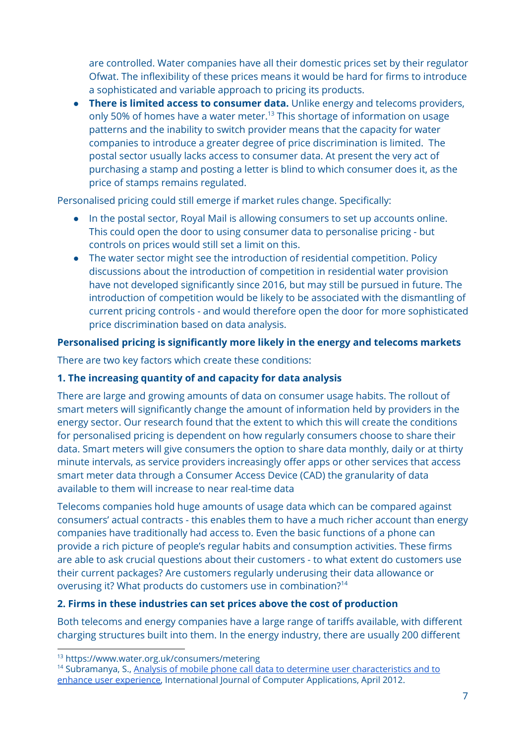are controlled. Water companies have all their domestic prices set by their regulator Ofwat. The inflexibility of these prices means it would be hard for firms to introduce a sophisticated and variable approach to pricing its products.

- **There is limited access to consumer data.** Unlike energy and telecoms providers, only 50% of homes have a water meter.[13] This shortage of information on usage patterns and the inability to switch provider means that the capacity for water companies to introduce a greater degree of price discrimination is limited. The postal sector usually lacks access to consumer data. At present the very act of purchasing a stamp and posting a letter is blind to which consumer does it, as the price of stamps remains regulated.

Personalised pricing could still emerge if market rules change. Specifically:

- In the postal sector, Royal Mail is allowing consumers to set up accounts online. This could open the door to using consumer data to personalise pricing - but controls on prices would still set a limit on this.
- The water sector might see the introduction of residential competition. Policy discussions about the introduction of competition in residential water provision have not developed significantly since 2016, but may still be pursued in future. The introduction of competition would be likely to be associated with the dismantling of current pricing controls - and would therefore open the door for more sophisticated price discrimination based on data analysis.

**Personalised pricing is significantly more likely in the energy and telecoms markets**

There are two key factors which create these conditions:

**1. The increasing quantity of and capacity for data analysis**

There are large and growing amounts of data on consumer usage habits. The rollout of smart meters will significantly change the amount of information held by providers in the energy sector. Our research found that the extent to which this will create the conditions for personalised pricing is dependent on how regularly consumers choose to share their data. Smart meters will give consumers the option to share data monthly, daily or at thirty minute intervals, as service providers increasingly offer apps or other services that access smart meter data through a Consumer Access Device (CAD) the granularity of data available to them will increase to near real-time data

Telecoms companies hold huge amounts of usage data which can be compared against consumers' actual contracts - this enables them to have a much richer account than energy companies have traditionally had access to. Even the basic functions of a phone can provide a rich picture of people's regular habits and consumption activities. These firms are able to ask crucial questions about their customers - to what extent do customers use their current packages? Are customers regularly underusing their data allowance or overusing it? What products do customers use in combination?[14]

**2. Firms in these industries can set prices above the cost of production**

Both telecoms and energy companies have a large range of tariffs available, with different charging structures built into them. In the energy industry, there are usually 200 different

[13] https://www.water.org.uk/consumers/metering

[14] Subramanya, S., Analysis of mobile phone call data to determine user characteristics and to enhance user experience, International Journal of Computer Applications, April 2012.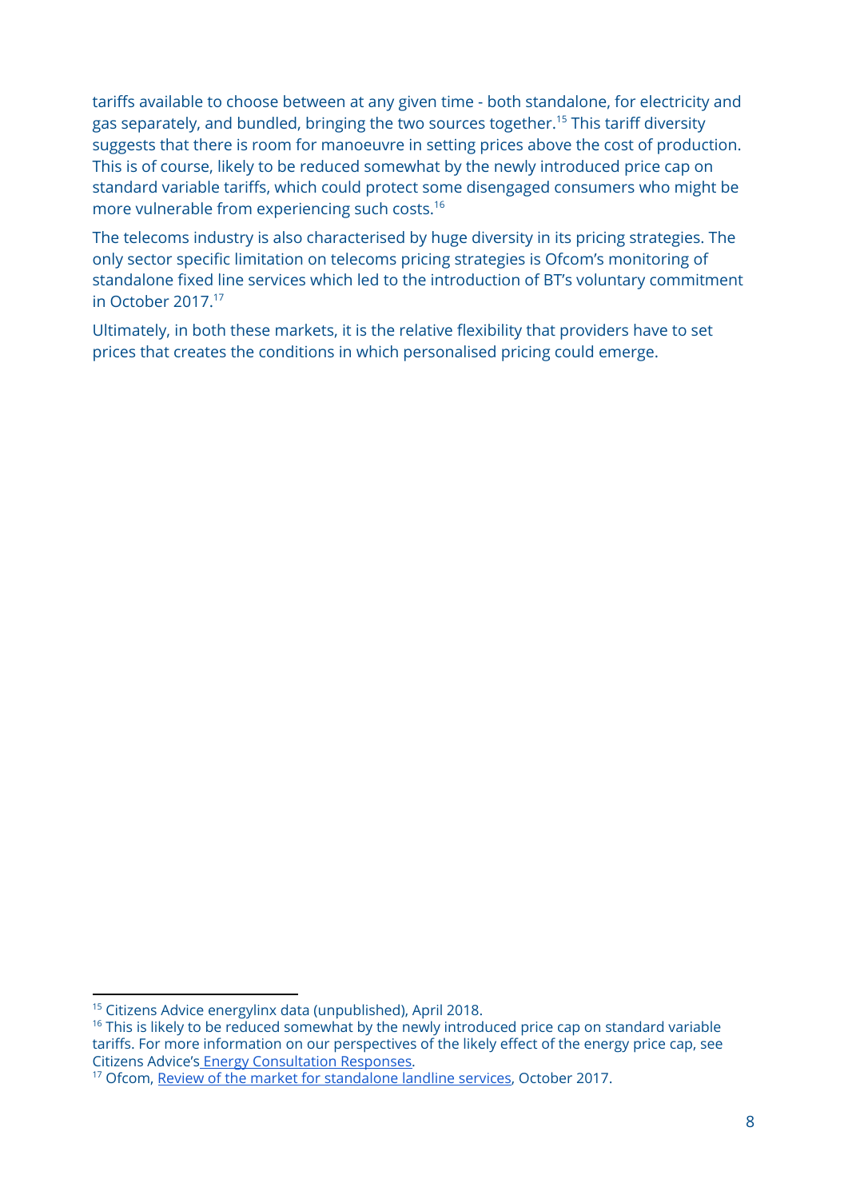tariffs available to choose between at any given time - both standalone, for electricity and gas separately, and bundled, bringing the two sources together.[15] This tariff diversity suggests that there is room for manoeuvre in setting prices above the cost of production. This is of course, likely to be reduced somewhat by the newly introduced price cap on standard variable tariffs, which could protect some disengaged consumers who might be more vulnerable from experiencing such costs.[16]

The telecoms industry is also characterised by huge diversity in its pricing strategies. The only sector specific limitation on telecoms pricing strategies is Ofcom's monitoring of standalone fixed line services which led to the introduction of BT's voluntary commitment in October 2017.[17]

Ultimately, in both these markets, it is the relative flexibility that providers have to set prices that creates the conditions in which personalised pricing could emerge.

---

[15] Citizens Advice energylinx data (unpublished), April 2018.

[16] This is likely to be reduced somewhat by the newly introduced price cap on standard variable tariffs. For more information on our perspectives of the likely effect of the energy price cap, see Citizens Advice's Energy Consultation Responses.

[17] Ofcom, Review of the market for standalone landline services, October 2017.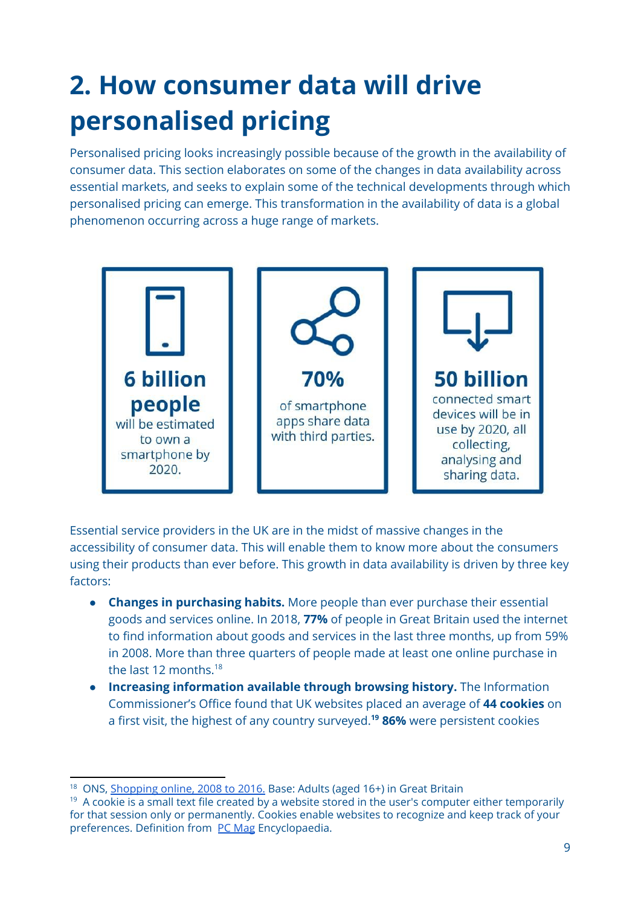# 2. How consumer data will drive personalised pricing

Personalised pricing looks increasingly possible because of the growth in the availability of consumer data. This section elaborates on some of the changes in data availability across essential markets, and seeks to explain some of the technical developments through which personalised pricing can emerge. This transformation in the availability of data is a global phenomenon occurring across a huge range of markets.

**6 billion people** will be estimated to own a smartphone by 2020.

**70%** of smartphone apps share data with third parties.

**50 billion** connected smart devices will be in use by 2020, all collecting, analysing and sharing data.

Essential service providers in the UK are in the midst of massive changes in the accessibility of consumer data. This will enable them to know more about the consumers using their products than ever before. This growth in data availability is driven by three key factors:

- **Changes in purchasing habits.** More people than ever purchase their essential goods and services online. In 2018, **77%** of people in Great Britain used the internet to find information about goods and services in the last three months, up from 59% in 2008. More than three quarters of people made at least one online purchase in the last 12 months.[18]
- **Increasing information available through browsing history.** The Information Commissioner's Office found that UK websites placed an average of **44 cookies** on a first visit, the highest of any country surveyed.**[19]** **86%** were persistent cookies

[18] ONS, Shopping online, 2008 to 2016. Base: Adults (aged 16+) in Great Britain

[19] A cookie is a small text file created by a website stored in the user's computer either temporarily for that session only or permanently. Cookies enable websites to recognize and keep track of your preferences. Definition from PC Mag Encyclopaedia.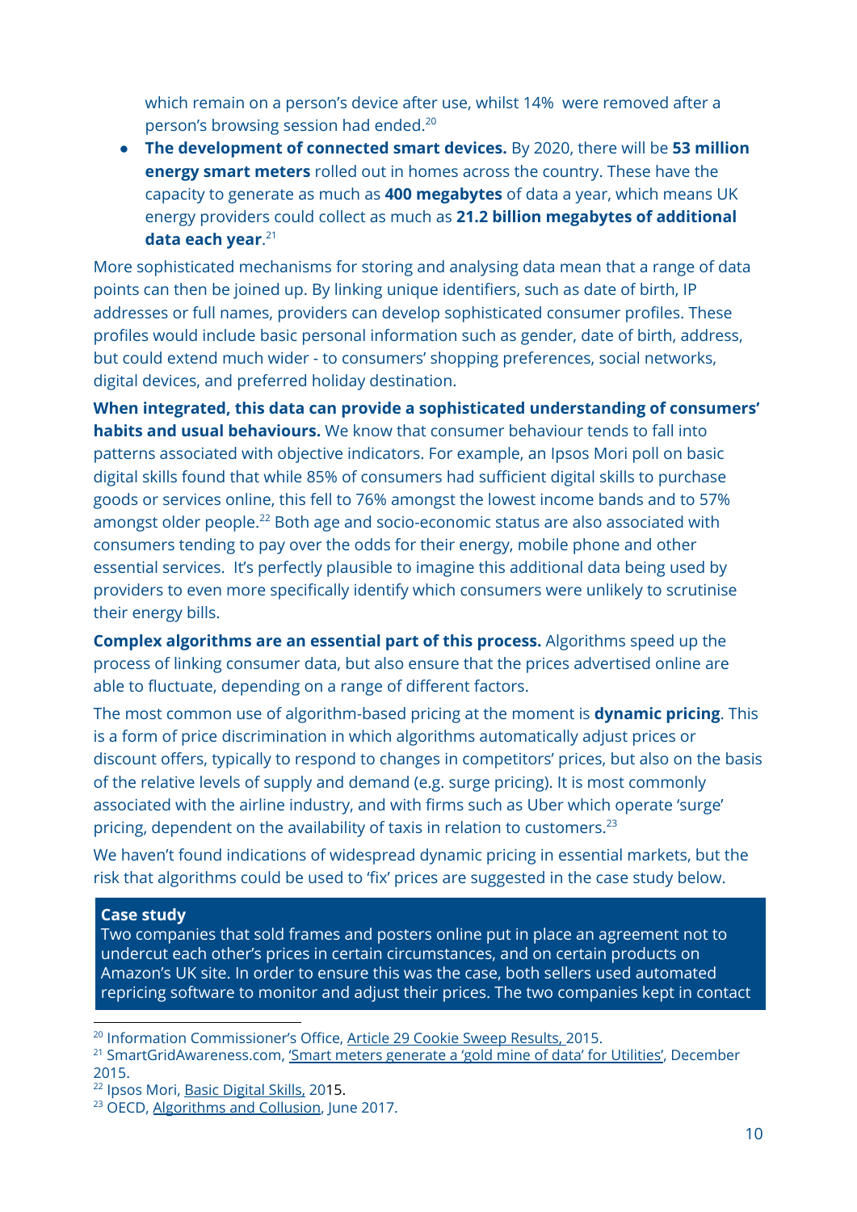which remain on a person's device after use, whilst 14% were removed after a person's browsing session had ended.[20]

- **The development of connected smart devices.** By 2020, there will be **53 million energy smart meters** rolled out in homes across the country. These have the capacity to generate as much as **400 megabytes** of data a year, which means UK energy providers could collect as much as **21.2 billion megabytes of additional data each year**.[21]

More sophisticated mechanisms for storing and analysing data mean that a range of data points can then be joined up. By linking unique identifiers, such as date of birth, IP addresses or full names, providers can develop sophisticated consumer profiles. These profiles would include basic personal information such as gender, date of birth, address, but could extend much wider - to consumers' shopping preferences, social networks, digital devices, and preferred holiday destination.

**When integrated, this data can provide a sophisticated understanding of consumers' habits and usual behaviours.** We know that consumer behaviour tends to fall into patterns associated with objective indicators. For example, an Ipsos Mori poll on basic digital skills found that while 85% of consumers had sufficient digital skills to purchase goods or services online, this fell to 76% amongst the lowest income bands and to 57% amongst older people.[22] Both age and socio-economic status are also associated with consumers tending to pay over the odds for their energy, mobile phone and other essential services. It's perfectly plausible to imagine this additional data being used by providers to even more specifically identify which consumers were unlikely to scrutinise their energy bills.

**Complex algorithms are an essential part of this process.** Algorithms speed up the process of linking consumer data, but also ensure that the prices advertised online are able to fluctuate, depending on a range of different factors.

The most common use of algorithm-based pricing at the moment is **dynamic pricing**. This is a form of price discrimination in which algorithms automatically adjust prices or discount offers, typically to respond to changes in competitors' prices, but also on the basis of the relative levels of supply and demand (e.g. surge pricing). It is most commonly associated with the airline industry, and with firms such as Uber which operate 'surge' pricing, dependent on the availability of taxis in relation to customers.[23]

We haven't found indications of widespread dynamic pricing in essential markets, but the risk that algorithms could be used to 'fix' prices are suggested in the case study below.

**Case study**

Two companies that sold frames and posters online put in place an agreement not to undercut each other's prices in certain circumstances, and on certain products on Amazon's UK site. In order to ensure this was the case, both sellers used automated repricing software to monitor and adjust their prices. The two companies kept in contact

---

[20] Information Commissioner's Office, Article 29 Cookie Sweep Results, 2015.

[21] SmartGridAwareness.com, 'Smart meters generate a 'gold mine of data' for Utilities', December 2015.

[22] Ipsos Mori, Basic Digital Skills, 2015.

[23] OECD, Algorithms and Collusion, June 2017.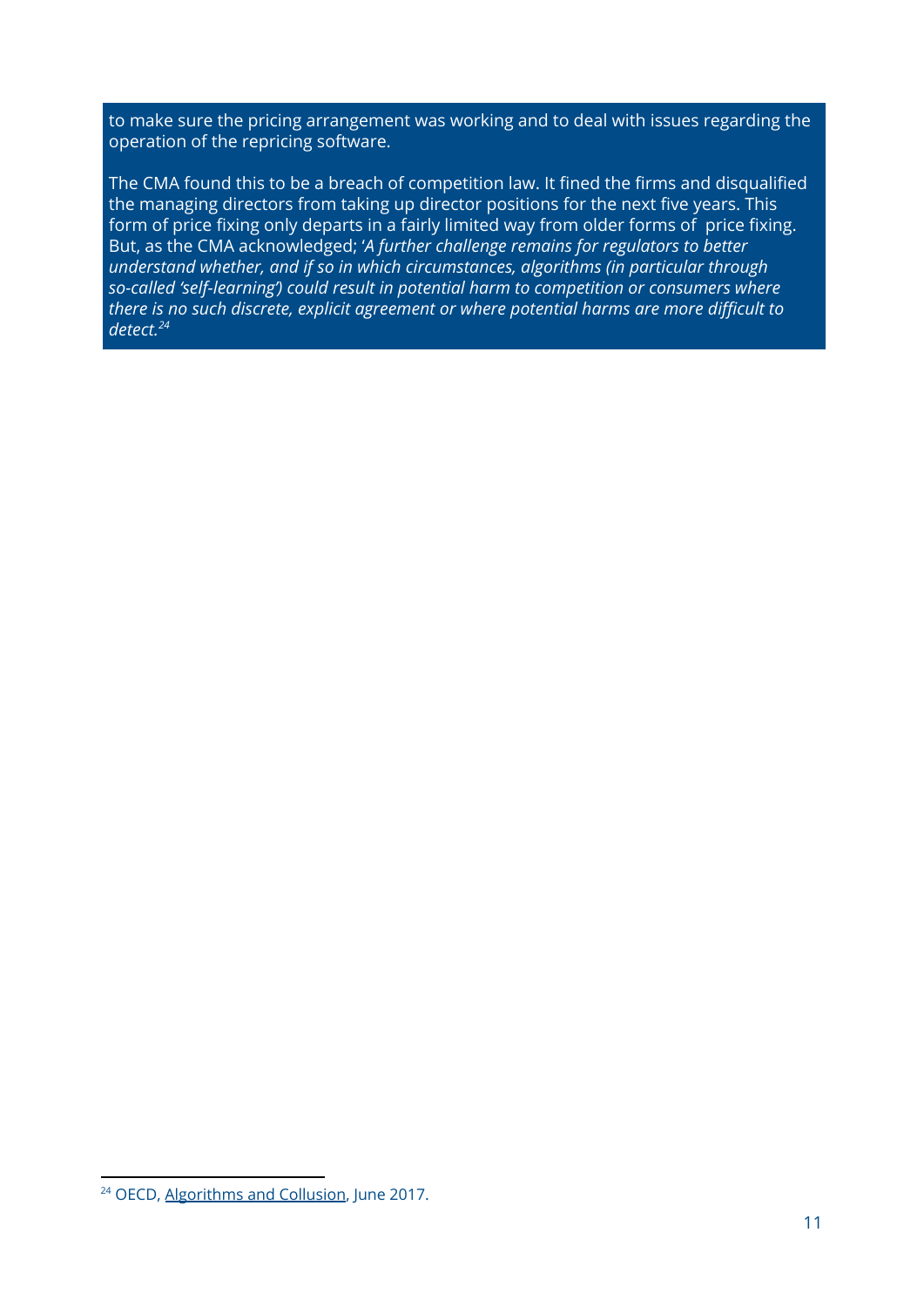to make sure the pricing arrangement was working and to deal with issues regarding the operation of the repricing software.

The CMA found this to be a breach of competition law. It fined the firms and disqualified the managing directors from taking up director positions for the next five years. This form of price fixing only departs in a fairly limited way from older forms of price fixing. But, as the CMA acknowledged; '*A further challenge remains for regulators to better understand whether, and if so in which circumstances, algorithms (in particular through so-called 'self-learning') could result in potential harm to competition or consumers where there is no such discrete, explicit agreement or where potential harms are more difficult to detect.*[24]

---

[24] OECD, Algorithms and Collusion, June 2017.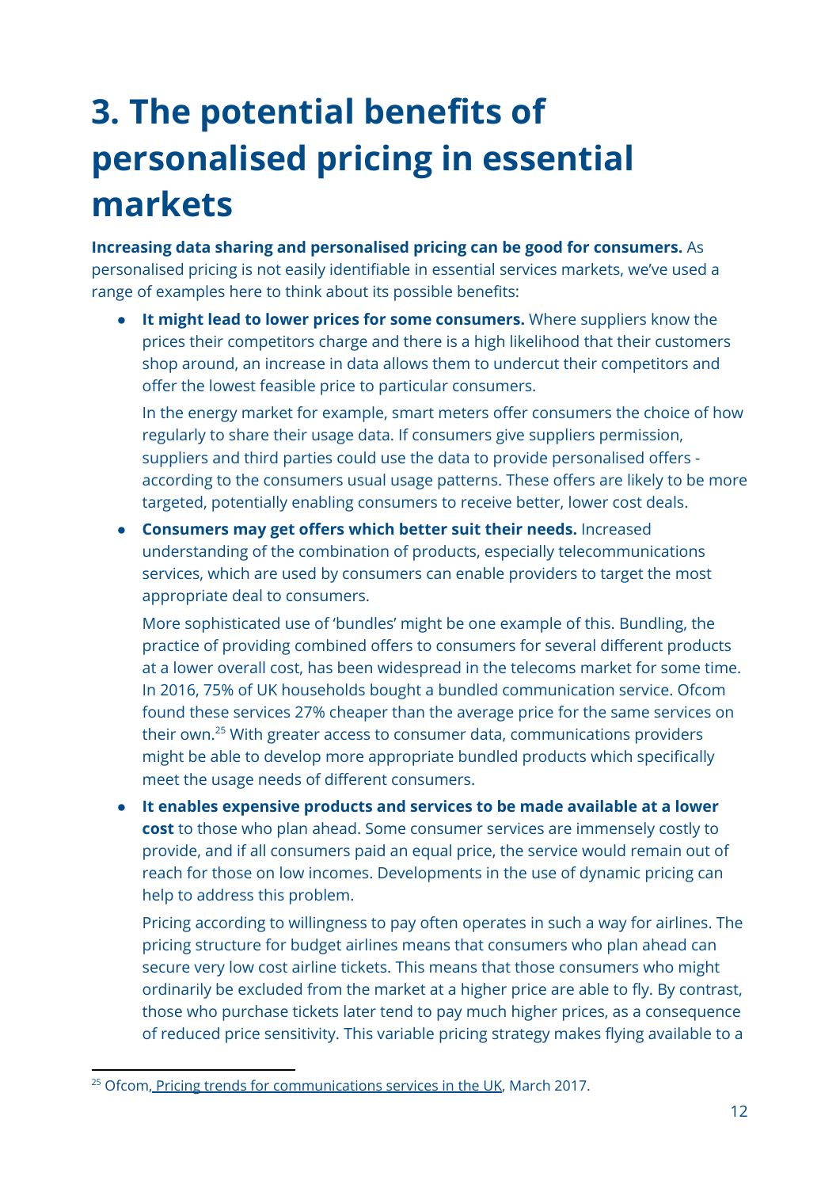# 3. The potential benefits of personalised pricing in essential markets

**Increasing data sharing and personalised pricing can be good for consumers.** As personalised pricing is not easily identifiable in essential services markets, we've used a range of examples here to think about its possible benefits:

- **It might lead to lower prices for some consumers.** Where suppliers know the prices their competitors charge and there is a high likelihood that their customers shop around, an increase in data allows them to undercut their competitors and offer the lowest feasible price to particular consumers.

  In the energy market for example, smart meters offer consumers the choice of how regularly to share their usage data. If consumers give suppliers permission, suppliers and third parties could use the data to provide personalised offers - according to the consumers usual usage patterns. These offers are likely to be more targeted, potentially enabling consumers to receive better, lower cost deals.

- **Consumers may get offers which better suit their needs.** Increased understanding of the combination of products, especially telecommunications services, which are used by consumers can enable providers to target the most appropriate deal to consumers.

  More sophisticated use of 'bundles' might be one example of this. Bundling, the practice of providing combined offers to consumers for several different products at a lower overall cost, has been widespread in the telecoms market for some time. In 2016, 75% of UK households bought a bundled communication service. Ofcom found these services 27% cheaper than the average price for the same services on their own.[25] With greater access to consumer data, communications providers might be able to develop more appropriate bundled products which specifically meet the usage needs of different consumers.

- **It enables expensive products and services to be made available at a lower cost** to those who plan ahead. Some consumer services are immensely costly to provide, and if all consumers paid an equal price, the service would remain out of reach for those on low incomes. Developments in the use of dynamic pricing can help to address this problem.

  Pricing according to willingness to pay often operates in such a way for airlines. The pricing structure for budget airlines means that consumers who plan ahead can secure very low cost airline tickets. This means that those consumers who might ordinarily be excluded from the market at a higher price are able to fly. By contrast, those who purchase tickets later tend to pay much higher prices, as a consequence of reduced price sensitivity. This variable pricing strategy makes flying available to a

---

[25] Ofcom, Pricing trends for communications services in the UK, March 2017.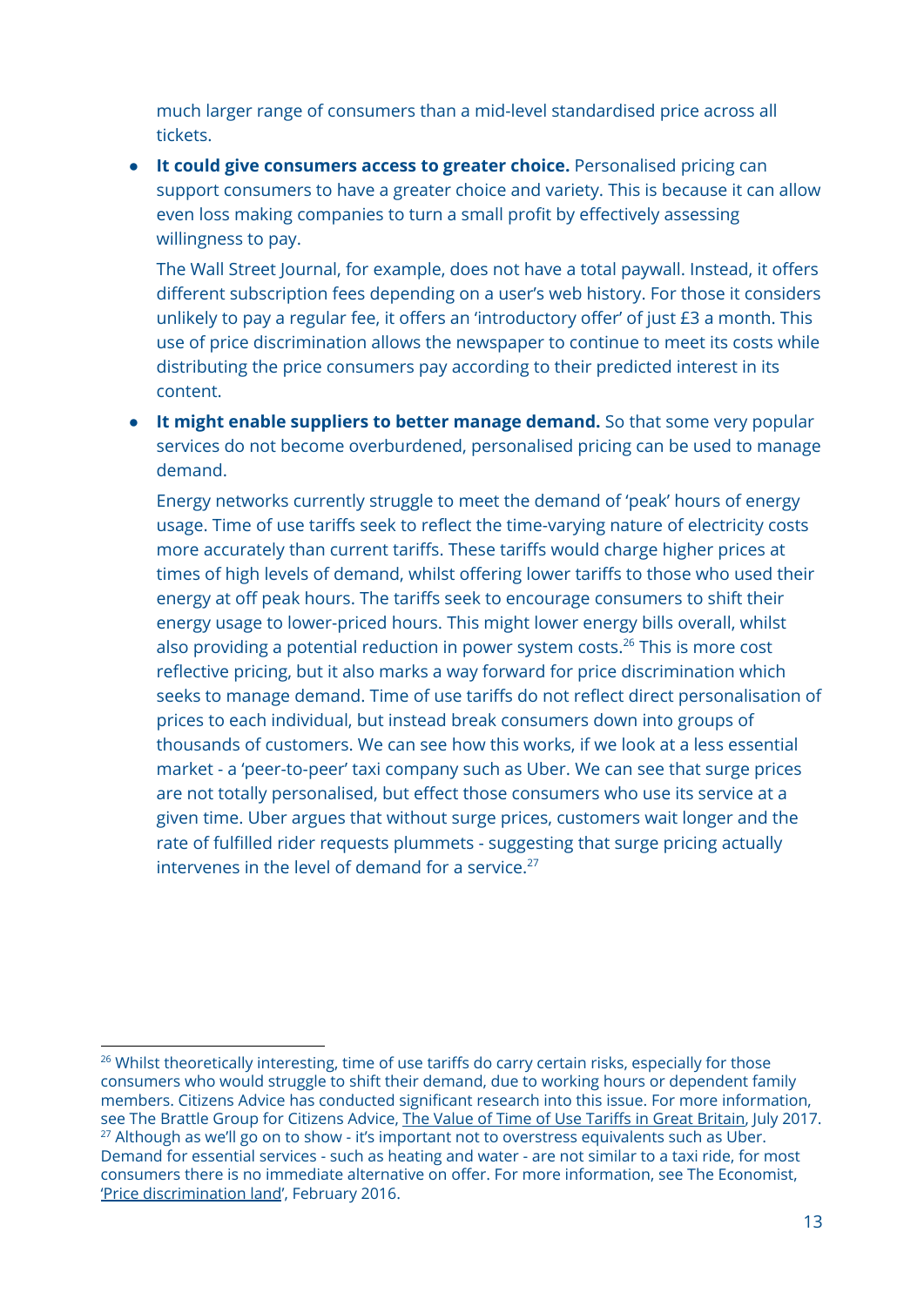much larger range of consumers than a mid-level standardised price across all tickets.

- **It could give consumers access to greater choice.** Personalised pricing can support consumers to have a greater choice and variety. This is because it can allow even loss making companies to turn a small profit by effectively assessing willingness to pay.

  The Wall Street Journal, for example, does not have a total paywall. Instead, it offers different subscription fees depending on a user's web history. For those it considers unlikely to pay a regular fee, it offers an 'introductory offer' of just £3 a month. This use of price discrimination allows the newspaper to continue to meet its costs while distributing the price consumers pay according to their predicted interest in its content.

- **It might enable suppliers to better manage demand.** So that some very popular services do not become overburdened, personalised pricing can be used to manage demand.

  Energy networks currently struggle to meet the demand of 'peak' hours of energy usage. Time of use tariffs seek to reflect the time-varying nature of electricity costs more accurately than current tariffs. These tariffs would charge higher prices at times of high levels of demand, whilst offering lower tariffs to those who used their energy at off peak hours. The tariffs seek to encourage consumers to shift their energy usage to lower-priced hours. This might lower energy bills overall, whilst also providing a potential reduction in power system costs.[26] This is more cost reflective pricing, but it also marks a way forward for price discrimination which seeks to manage demand. Time of use tariffs do not reflect direct personalisation of prices to each individual, but instead break consumers down into groups of thousands of customers. We can see how this works, if we look at a less essential market - a 'peer-to-peer' taxi company such as Uber. We can see that surge prices are not totally personalised, but effect those consumers who use its service at a given time. Uber argues that without surge prices, customers wait longer and the rate of fulfilled rider requests plummets - suggesting that surge pricing actually intervenes in the level of demand for a service.[27]

---

[26] Whilst theoretically interesting, time of use tariffs do carry certain risks, especially for those consumers who would struggle to shift their demand, due to working hours or dependent family members. Citizens Advice has conducted significant research into this issue. For more information, see The Brattle Group for Citizens Advice, The Value of Time of Use Tariffs in Great Britain, July 2017.

[27] Although as we'll go on to show - it's important not to overstress equivalents such as Uber. Demand for essential services - such as heating and water - are not similar to a taxi ride, for most consumers there is no immediate alternative on offer. For more information, see The Economist, 'Price discrimination land', February 2016.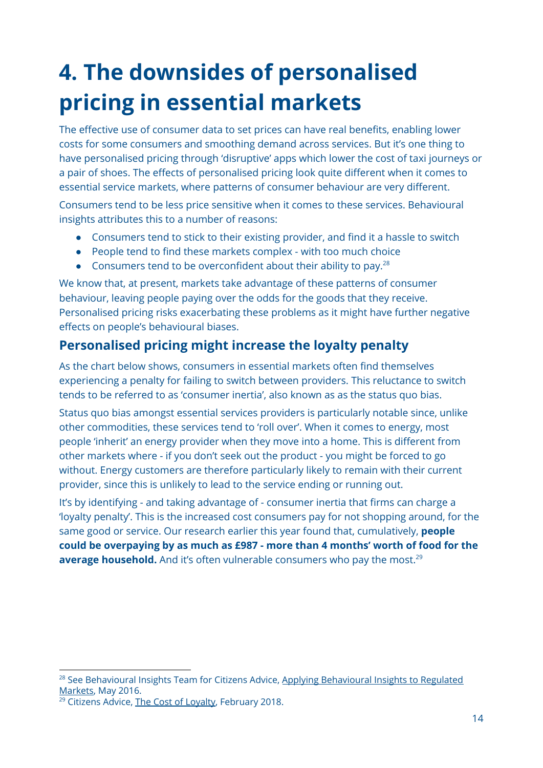# 4. The downsides of personalised pricing in essential markets

The effective use of consumer data to set prices can have real benefits, enabling lower costs for some consumers and smoothing demand across services. But it's one thing to have personalised pricing through 'disruptive' apps which lower the cost of taxi journeys or a pair of shoes. The effects of personalised pricing look quite different when it comes to essential service markets, where patterns of consumer behaviour are very different.

Consumers tend to be less price sensitive when it comes to these services. Behavioural insights attributes this to a number of reasons:

- Consumers tend to stick to their existing provider, and find it a hassle to switch
- People tend to find these markets complex - with too much choice
- Consumers tend to be overconfident about their ability to pay.[28]

We know that, at present, markets take advantage of these patterns of consumer behaviour, leaving people paying over the odds for the goods that they receive. Personalised pricing risks exacerbating these problems as it might have further negative effects on people's behavioural biases.

## Personalised pricing might increase the loyalty penalty

As the chart below shows, consumers in essential markets often find themselves experiencing a penalty for failing to switch between providers. This reluctance to switch tends to be referred to as 'consumer inertia', also known as as the status quo bias.

Status quo bias amongst essential services providers is particularly notable since, unlike other commodities, these services tend to 'roll over'. When it comes to energy, most people 'inherit' an energy provider when they move into a home. This is different from other markets where - if you don't seek out the product - you might be forced to go without. Energy customers are therefore particularly likely to remain with their current provider, since this is unlikely to lead to the service ending or running out.

It's by identifying - and taking advantage of - consumer inertia that firms can charge a 'loyalty penalty'. This is the increased cost consumers pay for not shopping around, for the same good or service. Our research earlier this year found that, cumulatively, **people could be overpaying by as much as £987 - more than 4 months' worth of food for the average household.** And it's often vulnerable consumers who pay the most.[29]

---

[28] See Behavioural Insights Team for Citizens Advice, Applying Behavioural Insights to Regulated Markets, May 2016.

[29] Citizens Advice, The Cost of Loyalty, February 2018.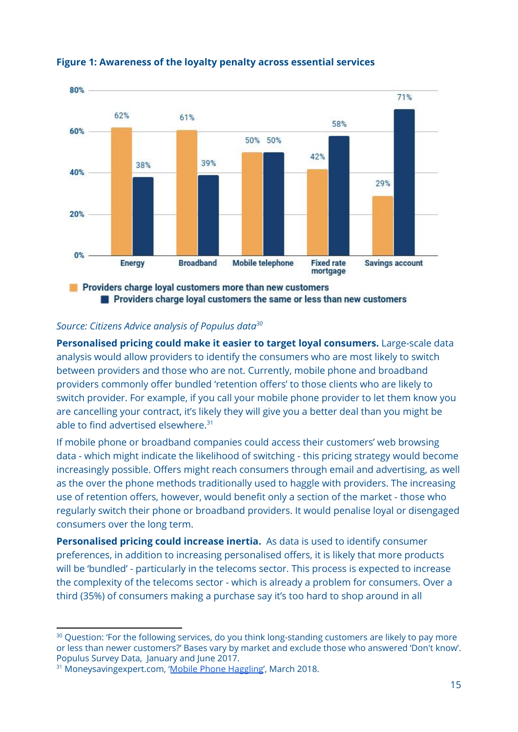**Figure 1: Awareness of the loyalty penalty across essential services**

| | Providers charge loyal customers more than new customers | Providers charge loyal customers the same or less than new customers |
|---|---|---|
| Energy | 62% | 38% |
| Broadband | 61% | 39% |
| Mobile telephone | 50% | 50% |
| Fixed rate mortgage | 42% | 58% |
| Savings account | 29% | 71% |

*Source: Citizens Advice analysis of Populus data*[30]

**Personalised pricing could make it easier to target loyal consumers.** Large-scale data analysis would allow providers to identify the consumers who are most likely to switch between providers and those who are not. Currently, mobile phone and broadband providers commonly offer bundled 'retention offers' to those clients who are likely to switch provider. For example, if you call your mobile phone provider to let them know you are cancelling your contract, it's likely they will give you a better deal than you might be able to find advertised elsewhere.[31]

If mobile phone or broadband companies could access their customers' web browsing data - which might indicate the likelihood of switching - this pricing strategy would become increasingly possible. Offers might reach consumers through email and advertising, as well as the over the phone methods traditionally used to haggle with providers. The increasing use of retention offers, however, would benefit only a section of the market - those who regularly switch their phone or broadband providers. It would penalise loyal or disengaged consumers over the long term.

**Personalised pricing could increase inertia.** As data is used to identify consumer preferences, in addition to increasing personalised offers, it is likely that more products will be 'bundled' - particularly in the telecoms sector. This process is expected to increase the complexity of the telecoms sector - which is already a problem for consumers. Over a third (35%) of consumers making a purchase say it's too hard to shop around in all

---

[30] Question: 'For the following services, do you think long-standing customers are likely to pay more or less than newer customers?' Bases vary by market and exclude those who answered 'Don't know'. Populus Survey Data, January and June 2017.

[31] Moneysavingexpert.com, 'Mobile Phone Haggling', March 2018.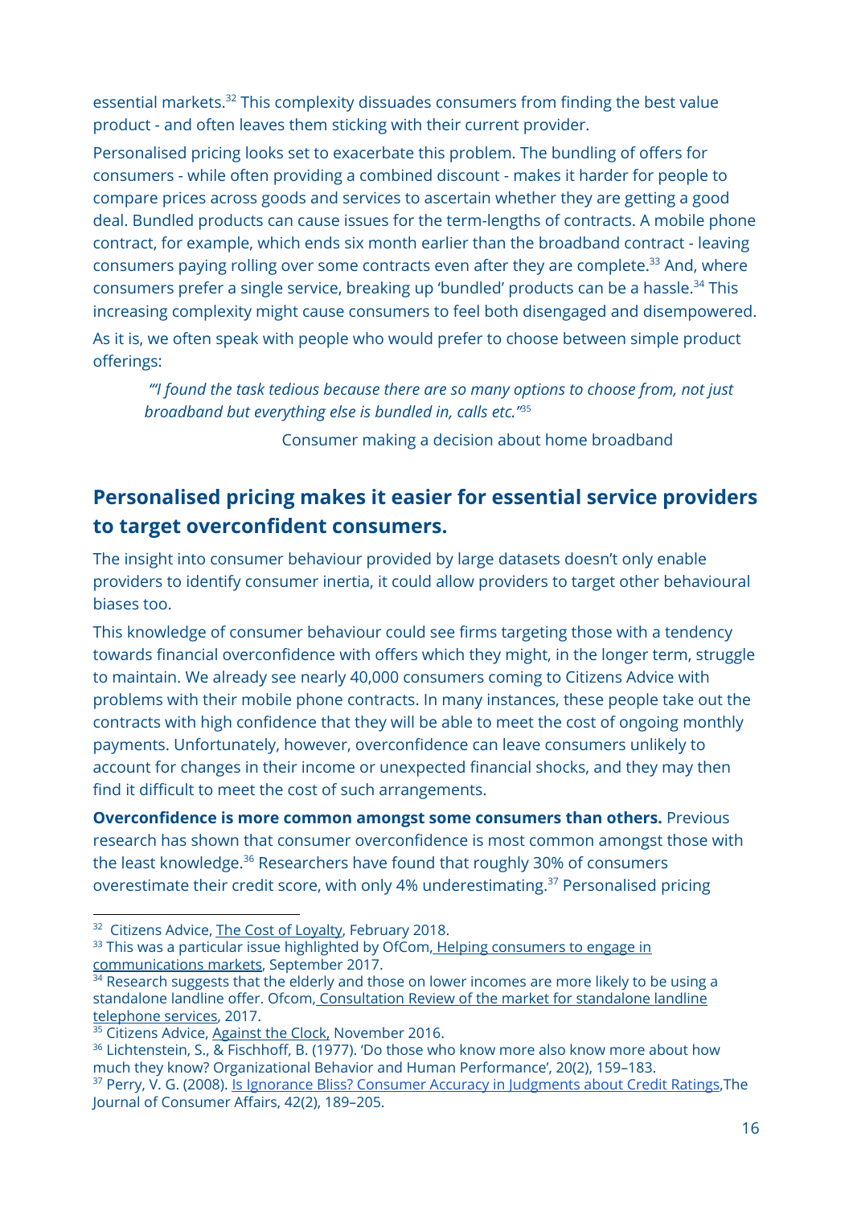essential markets.[32] This complexity dissuades consumers from finding the best value product - and often leaves them sticking with their current provider.

Personalised pricing looks set to exacerbate this problem. The bundling of offers for consumers - while often providing a combined discount - makes it harder for people to compare prices across goods and services to ascertain whether they are getting a good deal. Bundled products can cause issues for the term-lengths of contracts. A mobile phone contract, for example, which ends six month earlier than the broadband contract - leaving consumers paying rolling over some contracts even after they are complete.[33] And, where consumers prefer a single service, breaking up 'bundled' products can be a hassle.[34] This increasing complexity might cause consumers to feel both disengaged and disempowered.

As it is, we often speak with people who would prefer to choose between simple product offerings:

> *"I found the task tedious because there are so many options to choose from, not just broadband but everything else is bundled in, calls etc."*[35]
>
> Consumer making a decision about home broadband

## Personalised pricing makes it easier for essential service providers to target overconfident consumers.

The insight into consumer behaviour provided by large datasets doesn't only enable providers to identify consumer inertia, it could allow providers to target other behavioural biases too.

This knowledge of consumer behaviour could see firms targeting those with a tendency towards financial overconfidence with offers which they might, in the longer term, struggle to maintain. We already see nearly 40,000 consumers coming to Citizens Advice with problems with their mobile phone contracts. In many instances, these people take out the contracts with high confidence that they will be able to meet the cost of ongoing monthly payments. Unfortunately, however, overconfidence can leave consumers unlikely to account for changes in their income or unexpected financial shocks, and they may then find it difficult to meet the cost of such arrangements.

**Overconfidence is more common amongst some consumers than others.** Previous research has shown that consumer overconfidence is most common amongst those with the least knowledge.[36] Researchers have found that roughly 30% of consumers overestimate their credit score, with only 4% underestimating.[37] Personalised pricing

---

[32] Citizens Advice, The Cost of Loyalty, February 2018.

[33] This was a particular issue highlighted by OfCom, Helping consumers to engage in communications markets, September 2017.

[34] Research suggests that the elderly and those on lower incomes are more likely to be using a standalone landline offer. Ofcom, Consultation Review of the market for standalone landline telephone services, 2017.

[35] Citizens Advice, Against the Clock, November 2016.

[36] Lichtenstein, S., & Fischhoff, B. (1977). 'Do those who know more also know more about how much they know? Organizational Behavior and Human Performance', 20(2), 159–183.

[37] Perry, V. G. (2008). Is Ignorance Bliss? Consumer Accuracy in Judgments about Credit Ratings, The Journal of Consumer Affairs, 42(2), 189–205.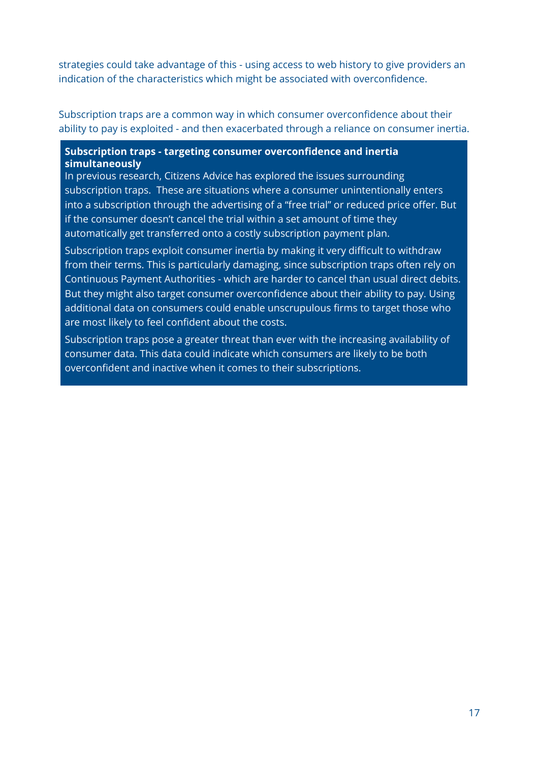strategies could take advantage of this - using access to web history to give providers an indication of the characteristics which might be associated with overconfidence.

Subscription traps are a common way in which consumer overconfidence about their ability to pay is exploited - and then exacerbated through a reliance on consumer inertia.

**Subscription traps - targeting consumer overconfidence and inertia simultaneously**

In previous research, Citizens Advice has explored the issues surrounding subscription traps. These are situations where a consumer unintentionally enters into a subscription through the advertising of a "free trial" or reduced price offer. But if the consumer doesn't cancel the trial within a set amount of time they automatically get transferred onto a costly subscription payment plan.

Subscription traps exploit consumer inertia by making it very difficult to withdraw from their terms. This is particularly damaging, since subscription traps often rely on Continuous Payment Authorities - which are harder to cancel than usual direct debits. But they might also target consumer overconfidence about their ability to pay. Using additional data on consumers could enable unscrupulous firms to target those who are most likely to feel confident about the costs.

Subscription traps pose a greater threat than ever with the increasing availability of consumer data. This data could indicate which consumers are likely to be both overconfident and inactive when it comes to their subscriptions.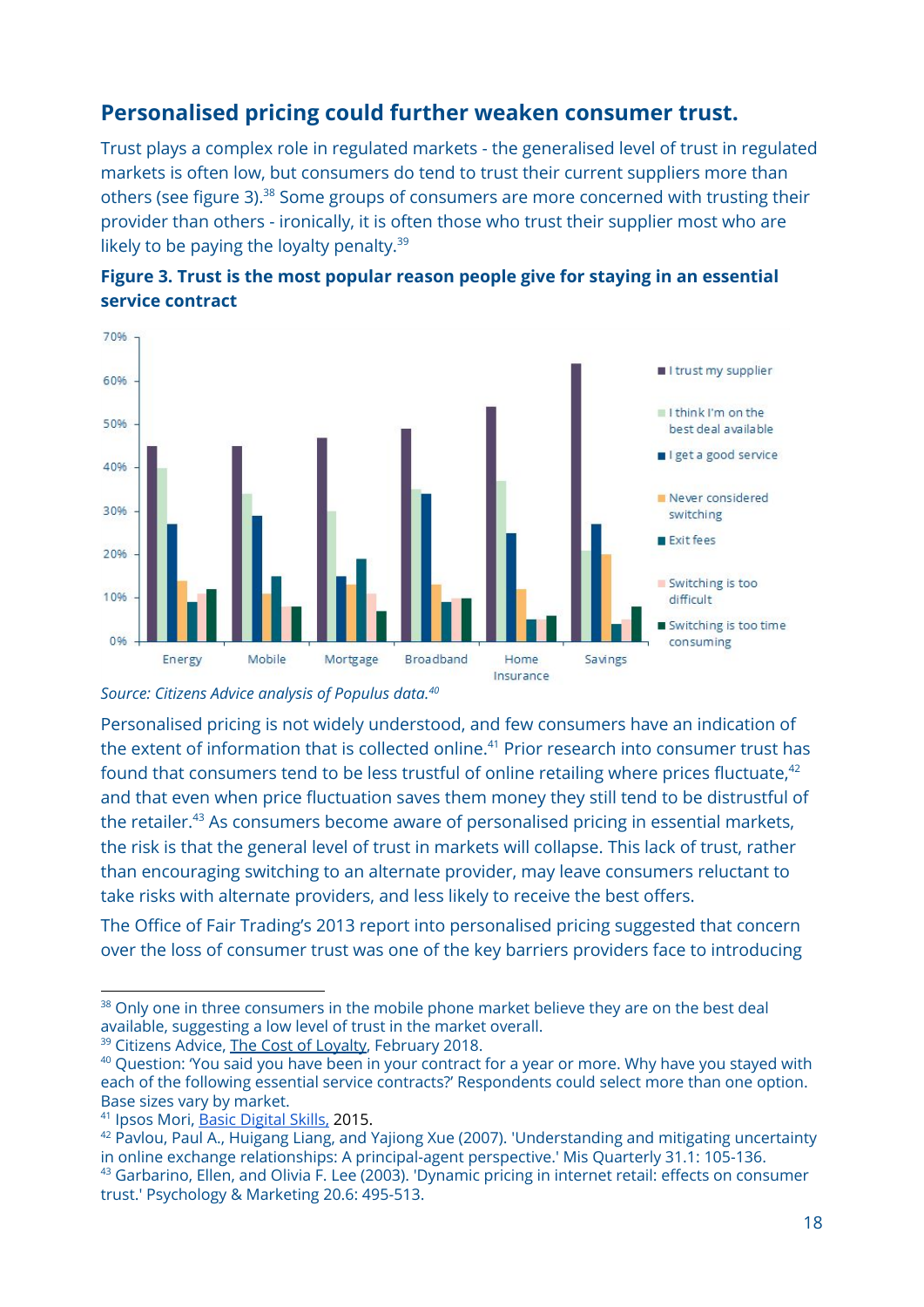## Personalised pricing could further weaken consumer trust.

Trust plays a complex role in regulated markets - the generalised level of trust in regulated markets is often low, but consumers do tend to trust their current suppliers more than others (see figure 3).[38] Some groups of consumers are more concerned with trusting their provider than others - ironically, it is often those who trust their supplier most who are likely to be paying the loyalty penalty.[39]

**Figure 3. Trust is the most popular reason people give for staying in an essential service contract**

*Source: Citizens Advice analysis of Populus data.[40]*

Personalised pricing is not widely understood, and few consumers have an indication of the extent of information that is collected online.[41] Prior research into consumer trust has found that consumers tend to be less trustful of online retailing where prices fluctuate,[42] and that even when price fluctuation saves them money they still tend to be distrustful of the retailer.[43] As consumers become aware of personalised pricing in essential markets, the risk is that the general level of trust in markets will collapse. This lack of trust, rather than encouraging switching to an alternate provider, may leave consumers reluctant to take risks with alternate providers, and less likely to receive the best offers.

The Office of Fair Trading's 2013 report into personalised pricing suggested that concern over the loss of consumer trust was one of the key barriers providers face to introducing

---

[38] Only one in three consumers in the mobile phone market believe they are on the best deal available, suggesting a low level of trust in the market overall.

[39] Citizens Advice, The Cost of Loyalty, February 2018.

[40] Question: 'You said you have been in your contract for a year or more. Why have you stayed with each of the following essential service contracts?' Respondents could select more than one option. Base sizes vary by market.

[41] Ipsos Mori, Basic Digital Skills, 2015.

[42] Pavlou, Paul A., Huigang Liang, and Yajiong Xue (2007). 'Understanding and mitigating uncertainty in online exchange relationships: A principal-agent perspective.' Mis Quarterly 31.1: 105-136.

[43] Garbarino, Ellen, and Olivia F. Lee (2003). 'Dynamic pricing in internet retail: effects on consumer trust.' Psychology & Marketing 20.6: 495-513.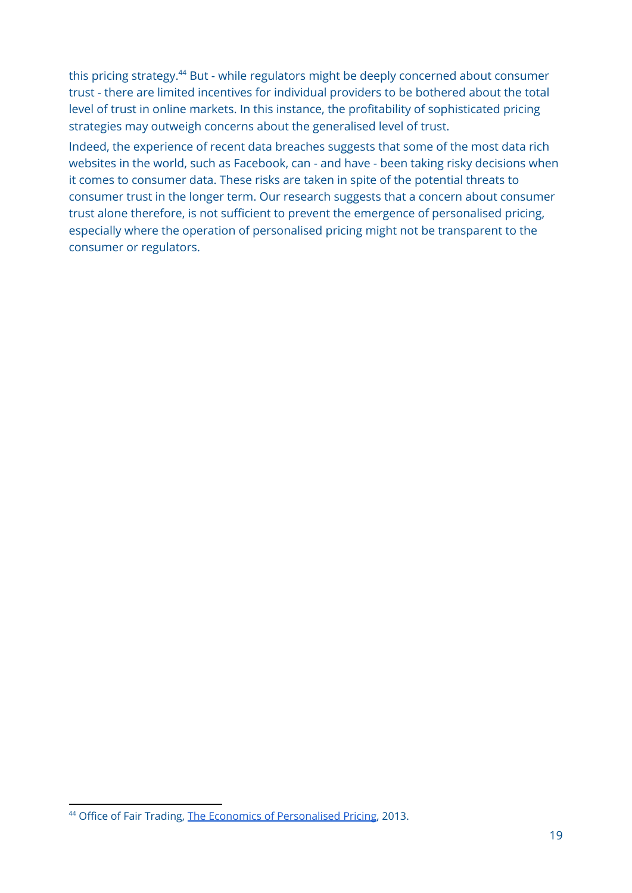this pricing strategy.[44] But - while regulators might be deeply concerned about consumer trust - there are limited incentives for individual providers to be bothered about the total level of trust in online markets. In this instance, the profitability of sophisticated pricing strategies may outweigh concerns about the generalised level of trust.

Indeed, the experience of recent data breaches suggests that some of the most data rich websites in the world, such as Facebook, can - and have - been taking risky decisions when it comes to consumer data. These risks are taken in spite of the potential threats to consumer trust in the longer term. Our research suggests that a concern about consumer trust alone therefore, is not sufficient to prevent the emergence of personalised pricing, especially where the operation of personalised pricing might not be transparent to the consumer or regulators.

---

[44] Office of Fair Trading, The Economics of Personalised Pricing, 2013.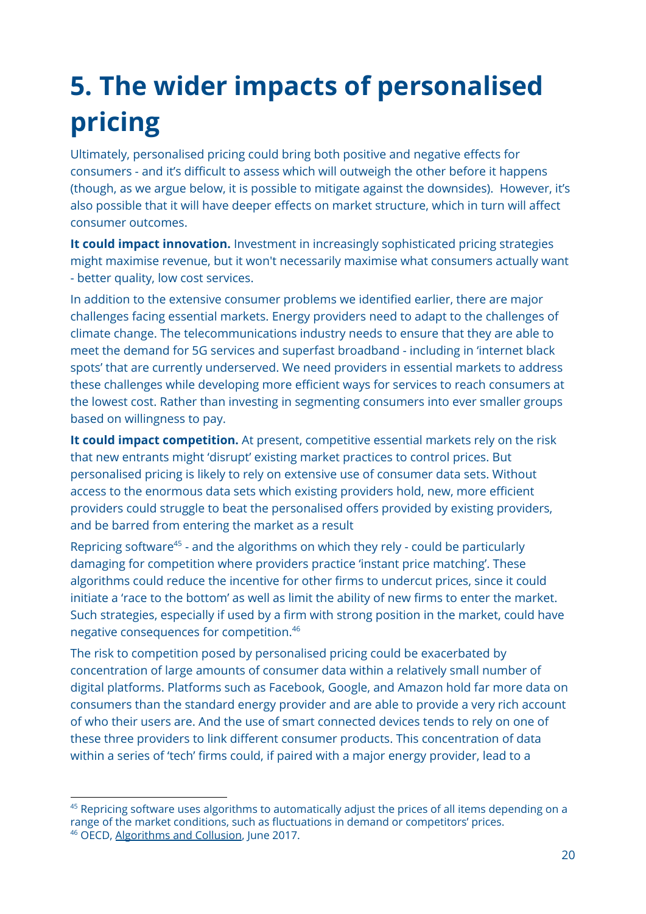# 5. The wider impacts of personalised pricing

Ultimately, personalised pricing could bring both positive and negative effects for consumers - and it's difficult to assess which will outweigh the other before it happens (though, as we argue below, it is possible to mitigate against the downsides). However, it's also possible that it will have deeper effects on market structure, which in turn will affect consumer outcomes.

**It could impact innovation.** Investment in increasingly sophisticated pricing strategies might maximise revenue, but it won't necessarily maximise what consumers actually want - better quality, low cost services.

In addition to the extensive consumer problems we identified earlier, there are major challenges facing essential markets. Energy providers need to adapt to the challenges of climate change. The telecommunications industry needs to ensure that they are able to meet the demand for 5G services and superfast broadband - including in 'internet black spots' that are currently underserved. We need providers in essential markets to address these challenges while developing more efficient ways for services to reach consumers at the lowest cost. Rather than investing in segmenting consumers into ever smaller groups based on willingness to pay.

**It could impact competition.** At present, competitive essential markets rely on the risk that new entrants might 'disrupt' existing market practices to control prices. But personalised pricing is likely to rely on extensive use of consumer data sets. Without access to the enormous data sets which existing providers hold, new, more efficient providers could struggle to beat the personalised offers provided by existing providers, and be barred from entering the market as a result

Repricing software[45] - and the algorithms on which they rely - could be particularly damaging for competition where providers practice 'instant price matching'. These algorithms could reduce the incentive for other firms to undercut prices, since it could initiate a 'race to the bottom' as well as limit the ability of new firms to enter the market. Such strategies, especially if used by a firm with strong position in the market, could have negative consequences for competition.[46]

The risk to competition posed by personalised pricing could be exacerbated by concentration of large amounts of consumer data within a relatively small number of digital platforms. Platforms such as Facebook, Google, and Amazon hold far more data on consumers than the standard energy provider and are able to provide a very rich account of who their users are. And the use of smart connected devices tends to rely on one of these three providers to link different consumer products. This concentration of data within a series of 'tech' firms could, if paired with a major energy provider, lead to a

---

[45] Repricing software uses algorithms to automatically adjust the prices of all items depending on a range of the market conditions, such as fluctuations in demand or competitors' prices.

[46] OECD, Algorithms and Collusion, June 2017.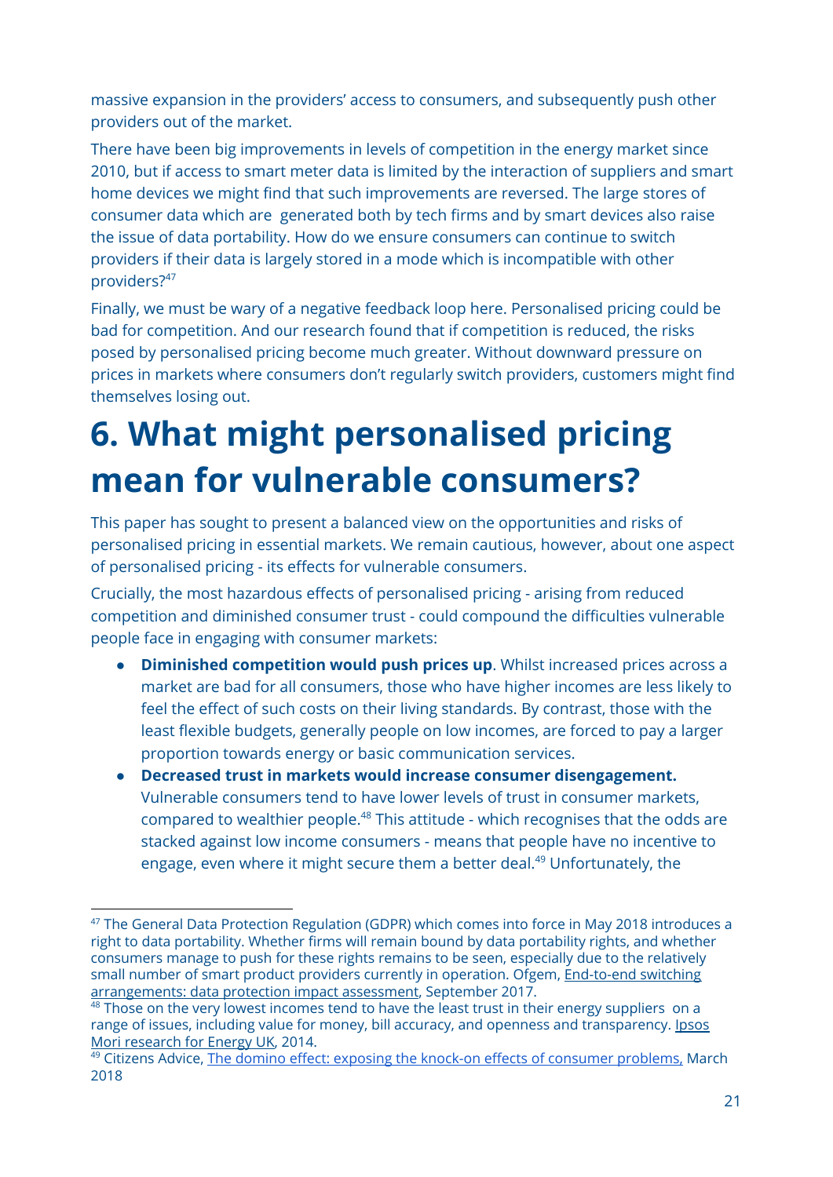massive expansion in the providers' access to consumers, and subsequently push other providers out of the market.

There have been big improvements in levels of competition in the energy market since 2010, but if access to smart meter data is limited by the interaction of suppliers and smart home devices we might find that such improvements are reversed. The large stores of consumer data which are generated both by tech firms and by smart devices also raise the issue of data portability. How do we ensure consumers can continue to switch providers if their data is largely stored in a mode which is incompatible with other providers?[47]

Finally, we must be wary of a negative feedback loop here. Personalised pricing could be bad for competition. And our research found that if competition is reduced, the risks posed by personalised pricing become much greater. Without downward pressure on prices in markets where consumers don't regularly switch providers, customers might find themselves losing out.

# 6. What might personalised pricing mean for vulnerable consumers?

This paper has sought to present a balanced view on the opportunities and risks of personalised pricing in essential markets. We remain cautious, however, about one aspect of personalised pricing - its effects for vulnerable consumers.

Crucially, the most hazardous effects of personalised pricing - arising from reduced competition and diminished consumer trust - could compound the difficulties vulnerable people face in engaging with consumer markets:

- **Diminished competition would push prices up**. Whilst increased prices across a market are bad for all consumers, those who have higher incomes are less likely to feel the effect of such costs on their living standards. By contrast, those with the least flexible budgets, generally people on low incomes, are forced to pay a larger proportion towards energy or basic communication services.
- **Decreased trust in markets would increase consumer disengagement.** Vulnerable consumers tend to have lower levels of trust in consumer markets, compared to wealthier people.[48] This attitude - which recognises that the odds are stacked against low income consumers - means that people have no incentive to engage, even where it might secure them a better deal.[49] Unfortunately, the

[47] The General Data Protection Regulation (GDPR) which comes into force in May 2018 introduces a right to data portability. Whether firms will remain bound by data portability rights, and whether consumers manage to push for these rights remains to be seen, especially due to the relatively small number of smart product providers currently in operation. Ofgem, End-to-end switching arrangements: data protection impact assessment, September 2017.

[48] Those on the very lowest incomes tend to have the least trust in their energy suppliers on a range of issues, including value for money, bill accuracy, and openness and transparency. Ipsos Mori research for Energy UK, 2014.

[49] Citizens Advice, The domino effect: exposing the knock-on effects of consumer problems, March 2018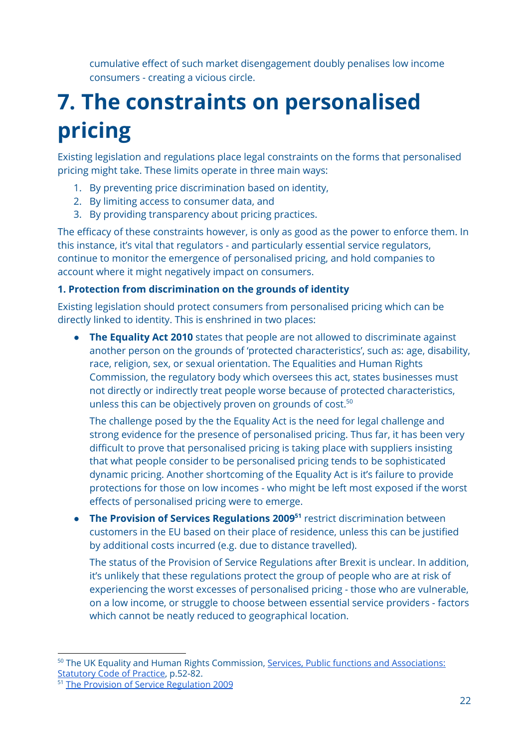cumulative effect of such market disengagement doubly penalises low income consumers - creating a vicious circle.

# 7. The constraints on personalised pricing

Existing legislation and regulations place legal constraints on the forms that personalised pricing might take. These limits operate in three main ways:

1. By preventing price discrimination based on identity,
2. By limiting access to consumer data, and
3. By providing transparency about pricing practices.

The efficacy of these constraints however, is only as good as the power to enforce them. In this instance, it's vital that regulators - and particularly essential service regulators, continue to monitor the emergence of personalised pricing, and hold companies to account where it might negatively impact on consumers.

**1. Protection from discrimination on the grounds of identity**

Existing legislation should protect consumers from personalised pricing which can be directly linked to identity. This is enshrined in two places:

- **The Equality Act 2010** states that people are not allowed to discriminate against another person on the grounds of 'protected characteristics', such as: age, disability, race, religion, sex, or sexual orientation. The Equalities and Human Rights Commission, the regulatory body which oversees this act, states businesses must not directly or indirectly treat people worse because of protected characteristics, unless this can be objectively proven on grounds of cost.[50]

  The challenge posed by the the Equality Act is the need for legal challenge and strong evidence for the presence of personalised pricing. Thus far, it has been very difficult to prove that personalised pricing is taking place with suppliers insisting that what people consider to be personalised pricing tends to be sophisticated dynamic pricing. Another shortcoming of the Equality Act is it's failure to provide protections for those on low incomes - who might be left most exposed if the worst effects of personalised pricing were to emerge.

- **The Provision of Services Regulations 2009**[51] restrict discrimination between customers in the EU based on their place of residence, unless this can be justified by additional costs incurred (e.g. due to distance travelled).

  The status of the Provision of Service Regulations after Brexit is unclear. In addition, it's unlikely that these regulations protect the group of people who are at risk of experiencing the worst excesses of personalised pricing - those who are vulnerable, on a low income, or struggle to choose between essential service providers - factors which cannot be neatly reduced to geographical location.

---

[50] The UK Equality and Human Rights Commission, Services, Public functions and Associations: Statutory Code of Practice, p.52-82.

[51] The Provision of Service Regulation 2009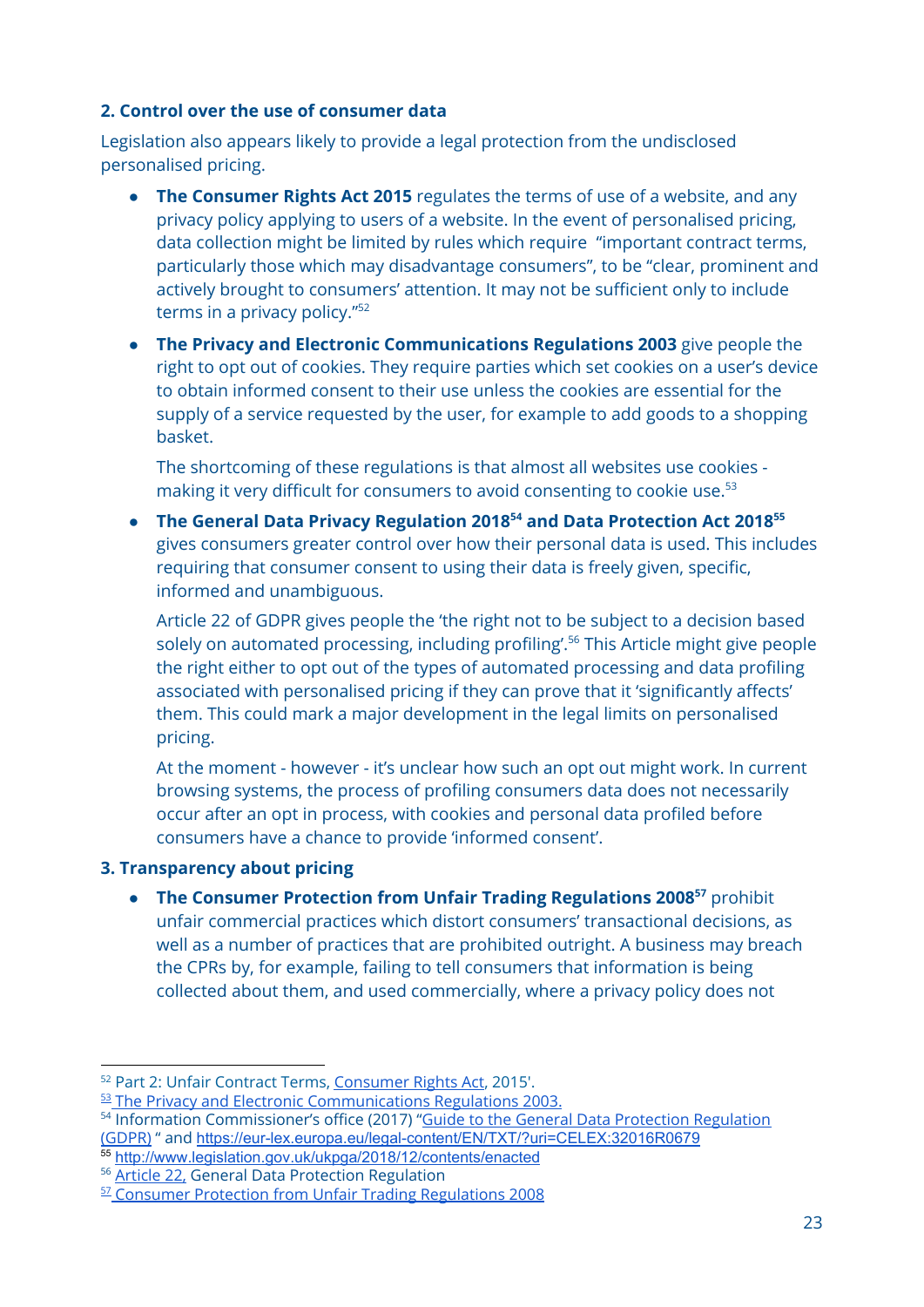**2. Control over the use of consumer data**

Legislation also appears likely to provide a legal protection from the undisclosed personalised pricing.

- **The Consumer Rights Act 2015** regulates the terms of use of a website, and any privacy policy applying to users of a website. In the event of personalised pricing, data collection might be limited by rules which require "important contract terms, particularly those which may disadvantage consumers", to be "clear, prominent and actively brought to consumers' attention. It may not be sufficient only to include terms in a privacy policy."[52]

- **The Privacy and Electronic Communications Regulations 2003** give people the right to opt out of cookies. They require parties which set cookies on a user's device to obtain informed consent to their use unless the cookies are essential for the supply of a service requested by the user, for example to add goods to a shopping basket.

  The shortcoming of these regulations is that almost all websites use cookies - making it very difficult for consumers to avoid consenting to cookie use.[53]

- **The General Data Privacy Regulation 2018[54] and Data Protection Act 2018[55]** gives consumers greater control over how their personal data is used. This includes requiring that consumer consent to using their data is freely given, specific, informed and unambiguous.

  Article 22 of GDPR gives people the 'the right not to be subject to a decision based solely on automated processing, including profiling'.[56] This Article might give people the right either to opt out of the types of automated processing and data profiling associated with personalised pricing if they can prove that it 'significantly affects' them. This could mark a major development in the legal limits on personalised pricing.

  At the moment - however - it's unclear how such an opt out might work. In current browsing systems, the process of profiling consumers data does not necessarily occur after an opt in process, with cookies and personal data profiled before consumers have a chance to provide 'informed consent'.

**3. Transparency about pricing**

- **The Consumer Protection from Unfair Trading Regulations 2008[57]** prohibit unfair commercial practices which distort consumers' transactional decisions, as well as a number of practices that are prohibited outright. A business may breach the CPRs by, for example, failing to tell consumers that information is being collected about them, and used commercially, where a privacy policy does not

---

[52] Part 2: Unfair Contract Terms, Consumer Rights Act, 2015'.

[53] The Privacy and Electronic Communications Regulations 2003.

[54] Information Commissioner's office (2017) "Guide to the General Data Protection Regulation (GDPR) " and https://eur-lex.europa.eu/legal-content/EN/TXT/?uri=CELEX:32016R0679

[55] http://www.legislation.gov.uk/ukpga/2018/12/contents/enacted

[56] Article 22, General Data Protection Regulation

[57] Consumer Protection from Unfair Trading Regulations 2008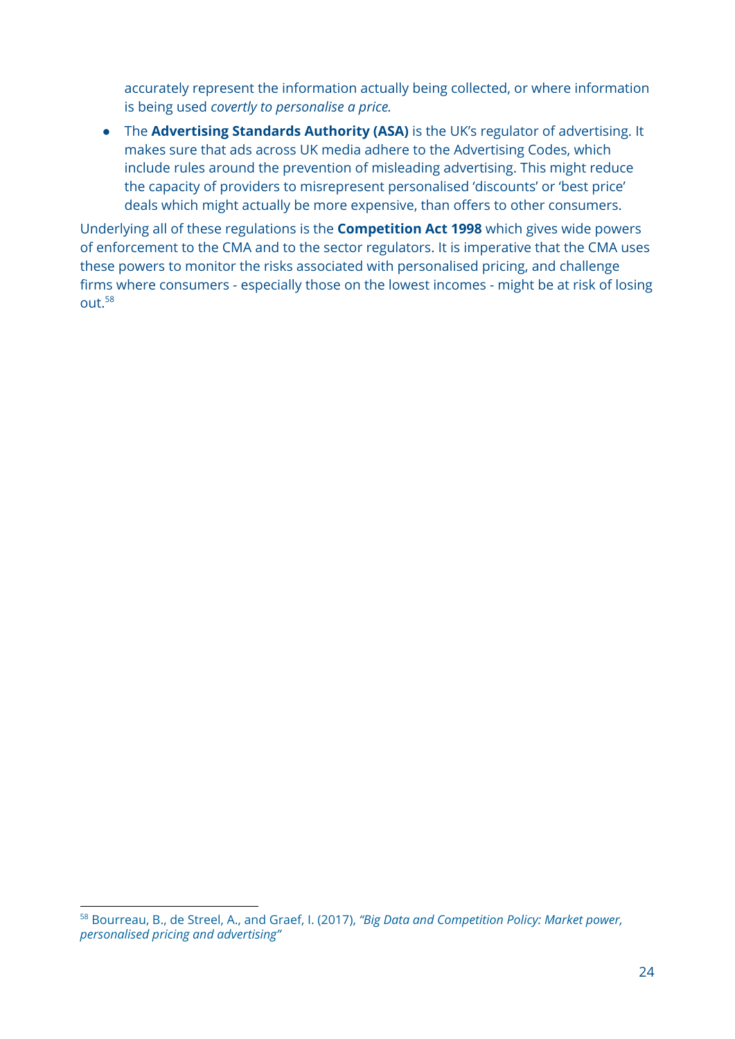accurately represent the information actually being collected, or where information is being used *covertly to personalise a price.*

- The **Advertising Standards Authority (ASA)** is the UK's regulator of advertising. It makes sure that ads across UK media adhere to the Advertising Codes, which include rules around the prevention of misleading advertising. This might reduce the capacity of providers to misrepresent personalised 'discounts' or 'best price' deals which might actually be more expensive, than offers to other consumers.

Underlying all of these regulations is the **Competition Act 1998** which gives wide powers of enforcement to the CMA and to the sector regulators. It is imperative that the CMA uses these powers to monitor the risks associated with personalised pricing, and challenge firms where consumers - especially those on the lowest incomes - might be at risk of losing out.[58]

---

[58] Bourreau, B., de Streel, A., and Graef, I. (2017), *"Big Data and Competition Policy: Market power, personalised pricing and advertising"*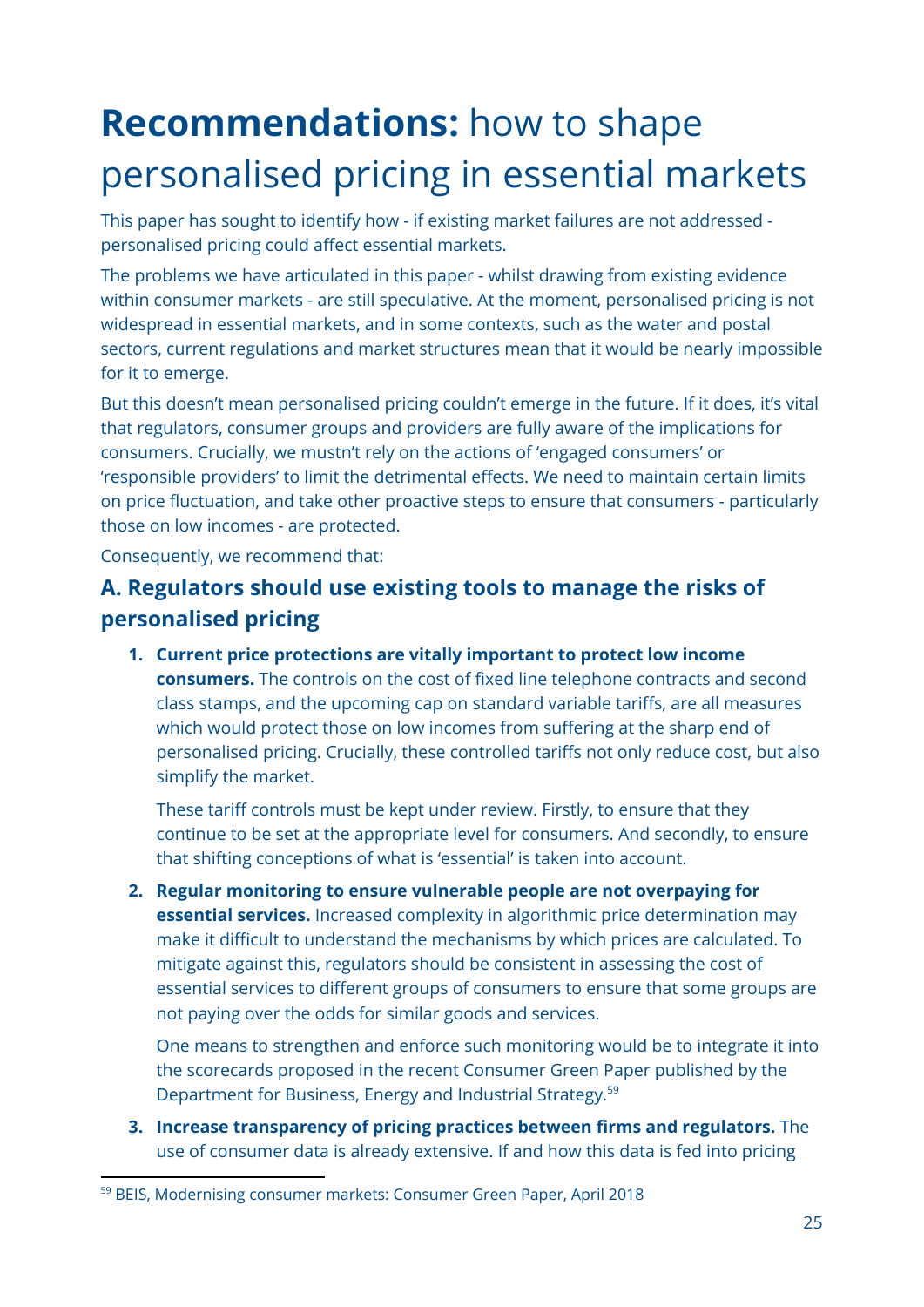# **Recommendations:** how to shape personalised pricing in essential markets

This paper has sought to identify how - if existing market failures are not addressed - personalised pricing could affect essential markets.

The problems we have articulated in this paper - whilst drawing from existing evidence within consumer markets - are still speculative. At the moment, personalised pricing is not widespread in essential markets, and in some contexts, such as the water and postal sectors, current regulations and market structures mean that it would be nearly impossible for it to emerge.

But this doesn't mean personalised pricing couldn't emerge in the future. If it does, it's vital that regulators, consumer groups and providers are fully aware of the implications for consumers. Crucially, we mustn't rely on the actions of 'engaged consumers' or 'responsible providers' to limit the detrimental effects. We need to maintain certain limits on price fluctuation, and take other proactive steps to ensure that consumers - particularly those on low incomes - are protected.

Consequently, we recommend that:

## A. Regulators should use existing tools to manage the risks of personalised pricing

1. **Current price protections are vitally important to protect low income consumers.** The controls on the cost of fixed line telephone contracts and second class stamps, and the upcoming cap on standard variable tariffs, are all measures which would protect those on low incomes from suffering at the sharp end of personalised pricing. Crucially, these controlled tariffs not only reduce cost, but also simplify the market.

   These tariff controls must be kept under review. Firstly, to ensure that they continue to be set at the appropriate level for consumers. And secondly, to ensure that shifting conceptions of what is 'essential' is taken into account.

2. **Regular monitoring to ensure vulnerable people are not overpaying for essential services.** Increased complexity in algorithmic price determination may make it difficult to understand the mechanisms by which prices are calculated. To mitigate against this, regulators should be consistent in assessing the cost of essential services to different groups of consumers to ensure that some groups are not paying over the odds for similar goods and services.

   One means to strengthen and enforce such monitoring would be to integrate it into the scorecards proposed in the recent Consumer Green Paper published by the Department for Business, Energy and Industrial Strategy.[59]

3. **Increase transparency of pricing practices between firms and regulators.** The use of consumer data is already extensive. If and how this data is fed into pricing

[59] BEIS, Modernising consumer markets: Consumer Green Paper, April 2018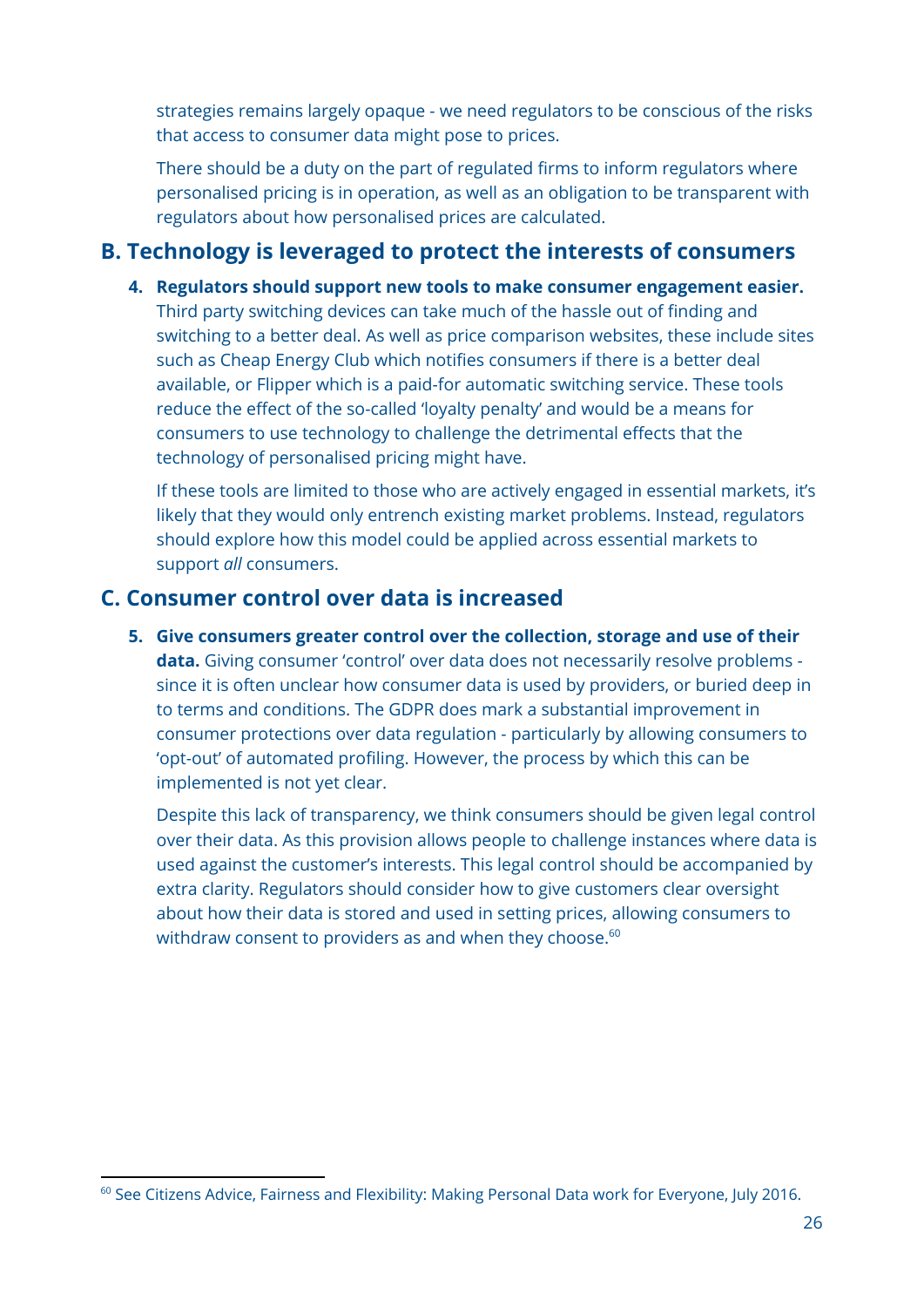strategies remains largely opaque - we need regulators to be conscious of the risks that access to consumer data might pose to prices.

There should be a duty on the part of regulated firms to inform regulators where personalised pricing is in operation, as well as an obligation to be transparent with regulators about how personalised prices are calculated.

## B. Technology is leveraged to protect the interests of consumers

4. **Regulators should support new tools to make consumer engagement easier.** Third party switching devices can take much of the hassle out of finding and switching to a better deal. As well as price comparison websites, these include sites such as Cheap Energy Club which notifies consumers if there is a better deal available, or Flipper which is a paid-for automatic switching service. These tools reduce the effect of the so-called 'loyalty penalty' and would be a means for consumers to use technology to challenge the detrimental effects that the technology of personalised pricing might have.

   If these tools are limited to those who are actively engaged in essential markets, it's likely that they would only entrench existing market problems. Instead, regulators should explore how this model could be applied across essential markets to support *all* consumers.

## C. Consumer control over data is increased

5. **Give consumers greater control over the collection, storage and use of their data.** Giving consumer 'control' over data does not necessarily resolve problems - since it is often unclear how consumer data is used by providers, or buried deep in to terms and conditions. The GDPR does mark a substantial improvement in consumer protections over data regulation - particularly by allowing consumers to 'opt-out' of automated profiling. However, the process by which this can be implemented is not yet clear.

   Despite this lack of transparency, we think consumers should be given legal control over their data. As this provision allows people to challenge instances where data is used against the customer's interests. This legal control should be accompanied by extra clarity. Regulators should consider how to give customers clear oversight about how their data is stored and used in setting prices, allowing consumers to withdraw consent to providers as and when they choose.[60]

[60] See Citizens Advice, Fairness and Flexibility: Making Personal Data work for Everyone, July 2016.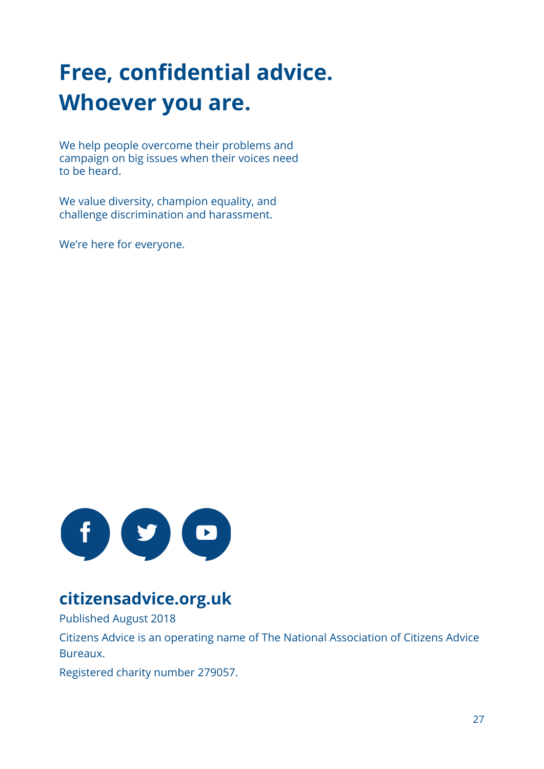# Free, confidential advice.
# Whoever you are.

We help people overcome their problems and campaign on big issues when their voices need to be heard.

We value diversity, champion equality, and challenge discrimination and harassment.

We're here for everyone.

## citizensadvice.org.uk

Published August 2018

Citizens Advice is an operating name of The National Association of Citizens Advice Bureaux.

Registered charity number 279057.